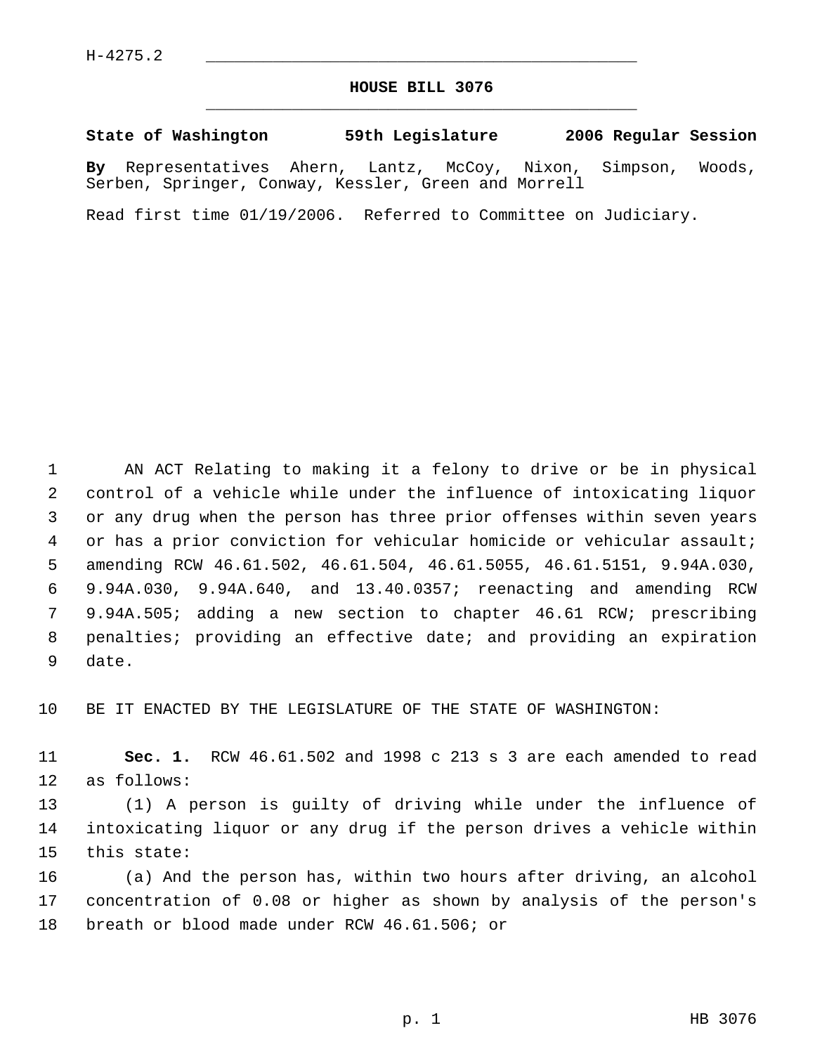H-4275.2

# HOUSE BILL 3076

**State of Washington 59th Legislature 2006 Regular Session**

**By** Representatives Ahern, Lantz, McCoy, Nixon, Simpson, Woods, Serben, Springer, Conway, Kessler, Green and Morrell

Read first time 01/19/2006. Referred to Committee on Judiciary.

AN ACT Relating to making it a felony to drive or be in physical control of a vehicle while under the influence of intoxicating liquor or any drug when the person has three prior offenses within seven years or has a prior conviction for vehicular homicide or vehicular assault; amending RCW 46.61.502, 46.61.504, 46.61.5055, 46.61.5151, 9.94A.030, 9.94A.030, 9.94A.640, and 13.40.0357; reenacting and amending RCW 9.94A.505; adding a new section to chapter 46.61 RCW; prescribing penalties; providing an effective date; and providing an expiration date.

BE IT ENACTED BY THE LEGISLATURE OF THE STATE OF WASHINGTON:

**Sec. 1.** RCW 46.61.502 and 1998 c 213 s 3 are each amended to read as follows:

(1) A person is guilty of driving while under the influence of intoxicating liquor or any drug if the person drives a vehicle within this state:

(a) And the person has, within two hours after driving, an alcohol concentration of 0.08 or higher as shown by analysis of the person's breath or blood made under RCW 46.61.506; or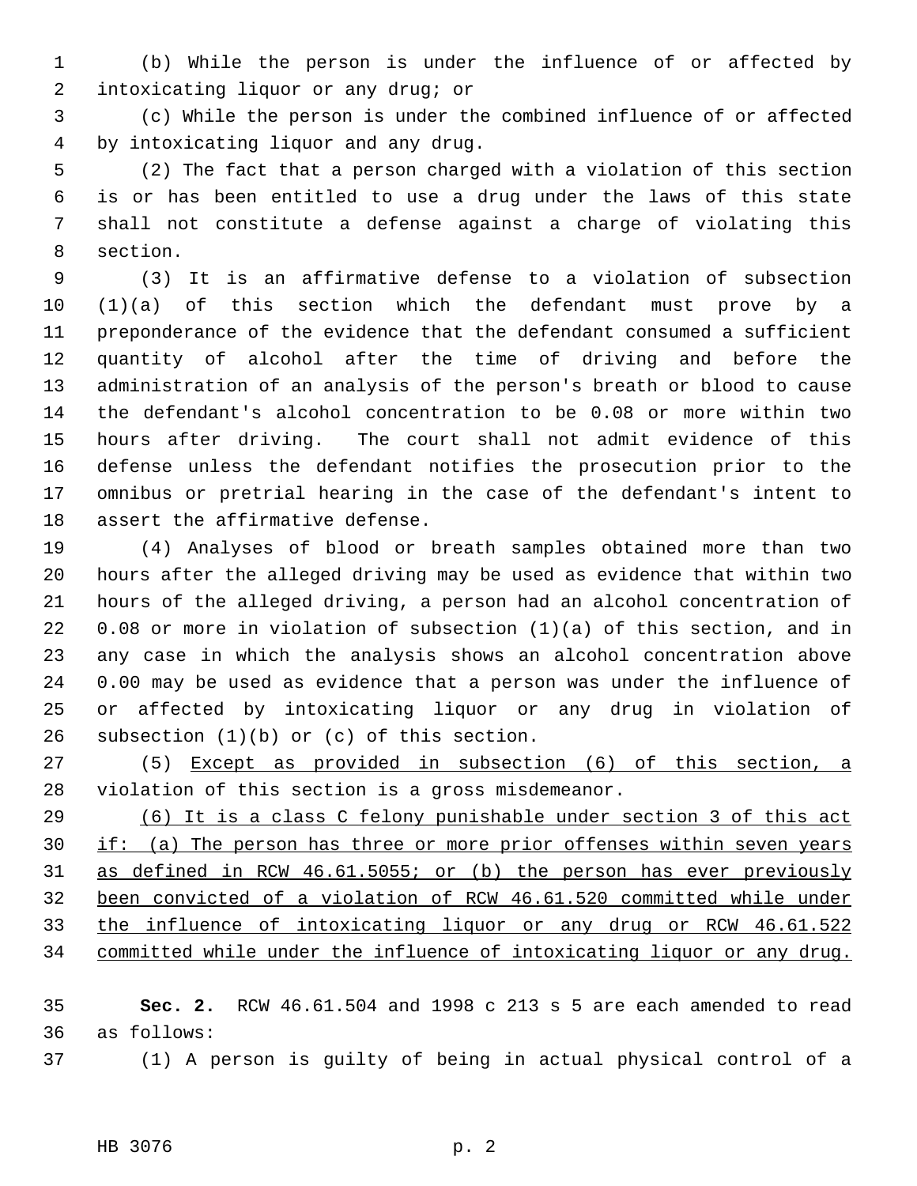(b) While the person is under the influence of or affected by intoxicating liquor or any drug; or

(c) While the person is under the combined influence of or affected by intoxicating liquor and any drug.

(2) The fact that a person charged with a violation of this section is or has been entitled to use a drug under the laws of this state shall not constitute a defense against a charge of violating this section.

(3) It is an affirmative defense to a violation of subsection (1)(a) of this section which the defendant must prove by a preponderance of the evidence that the defendant consumed a sufficient quantity of alcohol after the time of driving and before the administration of an analysis of the person's breath or blood to cause the defendant's alcohol concentration to be 0.08 or more within two hours after driving. The court shall not admit evidence of this defense unless the defendant notifies the prosecution prior to the omnibus or pretrial hearing in the case of the defendant's intent to assert the affirmative defense.

(4) Analyses of blood or breath samples obtained more than two hours after the alleged driving may be used as evidence that within two hours of the alleged driving, a person had an alcohol concentration of 0.08 or more in violation of subsection (1)(a) of this section, and in any case in which the analysis shows an alcohol concentration above 0.00 may be used as evidence that a person was under the influence of or affected by intoxicating liquor or any drug in violation of subsection (1)(b) or (c) of this section.

(5) <u>Except as provided in subsection (6) of this section, a</u> violation of this section is a gross misdemeanor.

<u>(6) It is a class C felony punishable under section 3 of this act if: (a) The person has three or more prior offenses within seven years as defined in RCW 46.61.5055; or (b) the person has ever previously been convicted of a violation of RCW 46.61.520 committed while under the influence of intoxicating liquor or any drug or RCW 46.61.522 committed while under the influence of intoxicating liquor or any drug.</u>

**Sec. 2.** RCW 46.61.504 and 1998 c 213 s 5 are each amended to read as follows:

(1) A person is guilty of being in actual physical control of a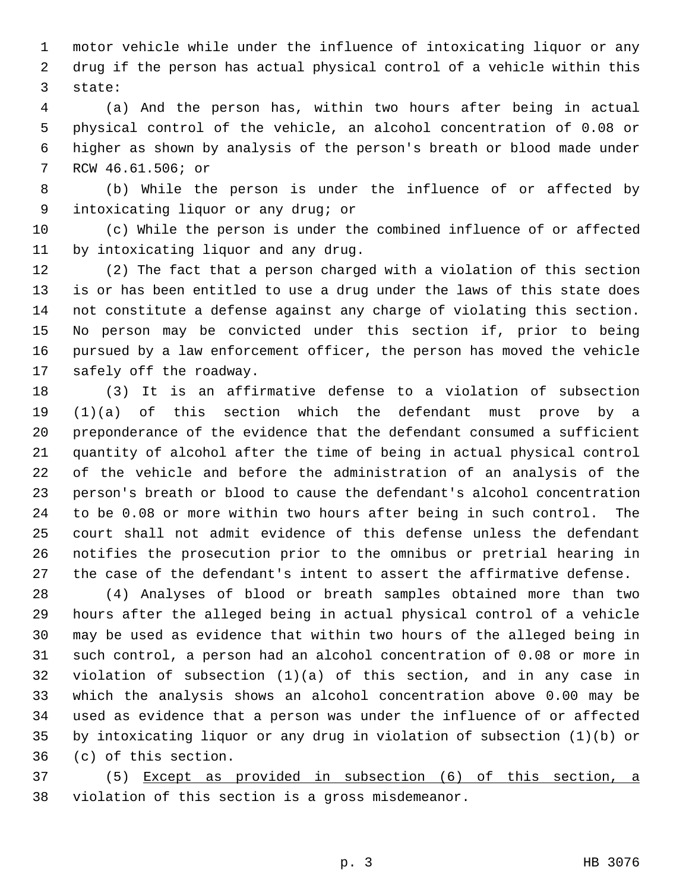motor vehicle while under the influence of intoxicating liquor or any drug if the person has actual physical control of a vehicle within this state:

(a) And the person has, within two hours after being in actual physical control of the vehicle, an alcohol concentration of 0.08 or higher as shown by analysis of the person's breath or blood made under RCW 46.61.506; or

(b) While the person is under the influence of or affected by intoxicating liquor or any drug; or

(c) While the person is under the combined influence of or affected by intoxicating liquor and any drug.

(2) The fact that a person charged with a violation of this section is or has been entitled to use a drug under the laws of this state does not constitute a defense against any charge of violating this section. No person may be convicted under this section if, prior to being pursued by a law enforcement officer, the person has moved the vehicle safely off the roadway.

(3) It is an affirmative defense to a violation of subsection (1)(a) of this section which the defendant must prove by a preponderance of the evidence that the defendant consumed a sufficient quantity of alcohol after the time of being in actual physical control of the vehicle and before the administration of an analysis of the person's breath or blood to cause the defendant's alcohol concentration to be 0.08 or more within two hours after being in such control. The court shall not admit evidence of this defense unless the defendant notifies the prosecution prior to the omnibus or pretrial hearing in the case of the defendant's intent to assert the affirmative defense.

(4) Analyses of blood or breath samples obtained more than two hours after the alleged being in actual physical control of a vehicle may be used as evidence that within two hours of the alleged being in such control, a person had an alcohol concentration of 0.08 or more in violation of subsection (1)(a) of this section, and in any case in which the analysis shows an alcohol concentration above 0.00 may be used as evidence that a person was under the influence of or affected by intoxicating liquor or any drug in violation of subsection (1)(b) or (c) of this section.

(5) Except as provided in subsection (6) of this section, a violation of this section is a gross misdemeanor.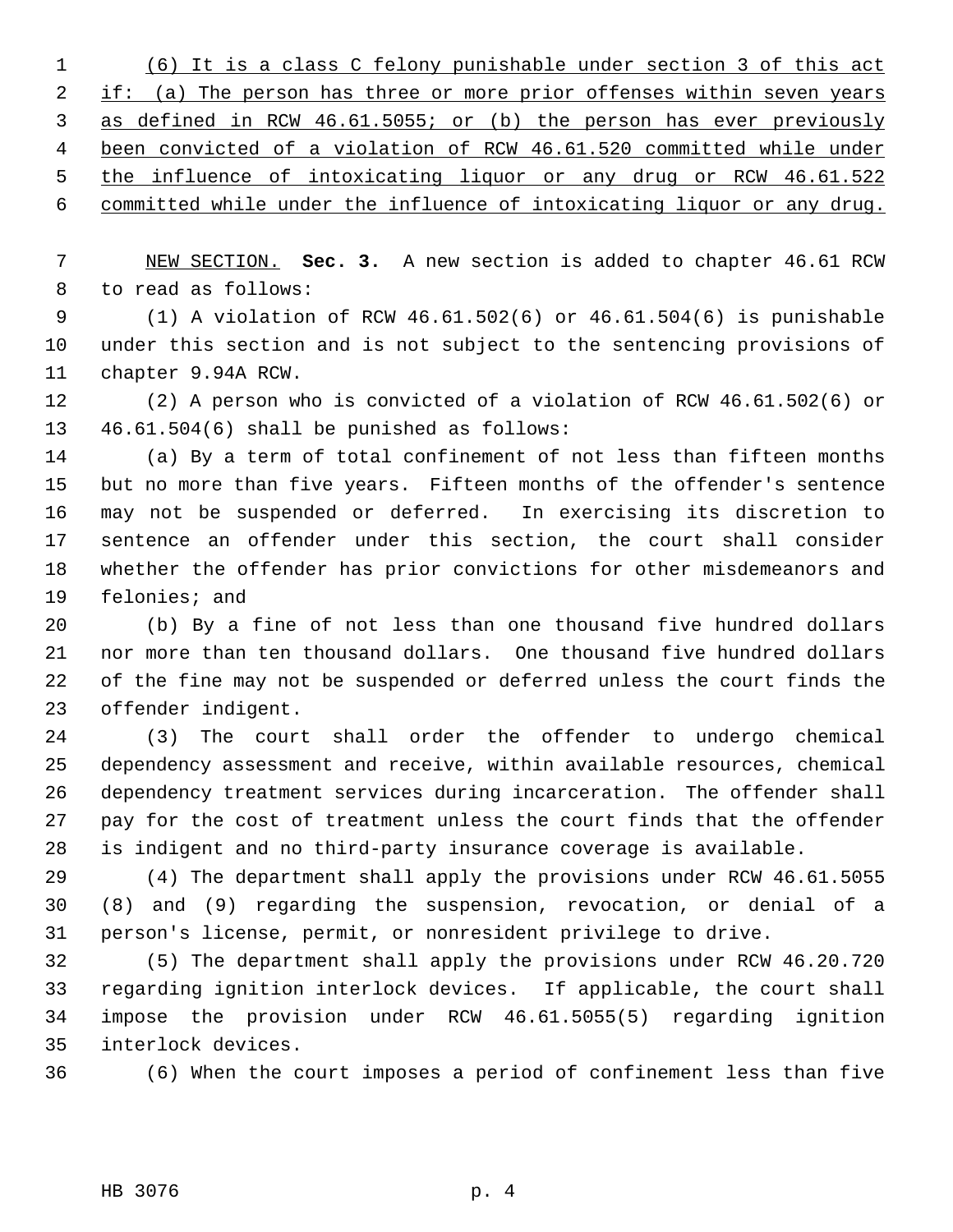(6) It is a class C felony punishable under section 3 of this act if: (a) The person has three or more prior offenses within seven years as defined in RCW 46.61.5055; or (b) the person has ever previously been convicted of a violation of RCW 46.61.520 committed while under the influence of intoxicating liquor or any drug or RCW 46.61.522 committed while under the influence of intoxicating liquor or any drug.

NEW SECTION. **Sec. 3.** A new section is added to chapter 46.61 RCW to read as follows:

(1) A violation of RCW 46.61.502(6) or 46.61.504(6) is punishable under this section and is not subject to the sentencing provisions of chapter 9.94A RCW.

(2) A person who is convicted of a violation of RCW 46.61.502(6) or 46.61.504(6) shall be punished as follows:

(a) By a term of total confinement of not less than fifteen months but no more than five years. Fifteen months of the offender's sentence may not be suspended or deferred. In exercising its discretion to sentence an offender under this section, the court shall consider whether the offender has prior convictions for other misdemeanors and felonies; and

(b) By a fine of not less than one thousand five hundred dollars nor more than ten thousand dollars. One thousand five hundred dollars of the fine may not be suspended or deferred unless the court finds the offender indigent.

(3) The court shall order the offender to undergo chemical dependency assessment and receive, within available resources, chemical dependency treatment services during incarceration. The offender shall pay for the cost of treatment unless the court finds that the offender is indigent and no third-party insurance coverage is available.

(4) The department shall apply the provisions under RCW 46.61.5055 (8) and (9) regarding the suspension, revocation, or denial of a person's license, permit, or nonresident privilege to drive.

(5) The department shall apply the provisions under RCW 46.20.720 regarding ignition interlock devices. If applicable, the court shall impose the provision under RCW 46.61.5055(5) regarding ignition interlock devices.

(6) When the court imposes a period of confinement less than five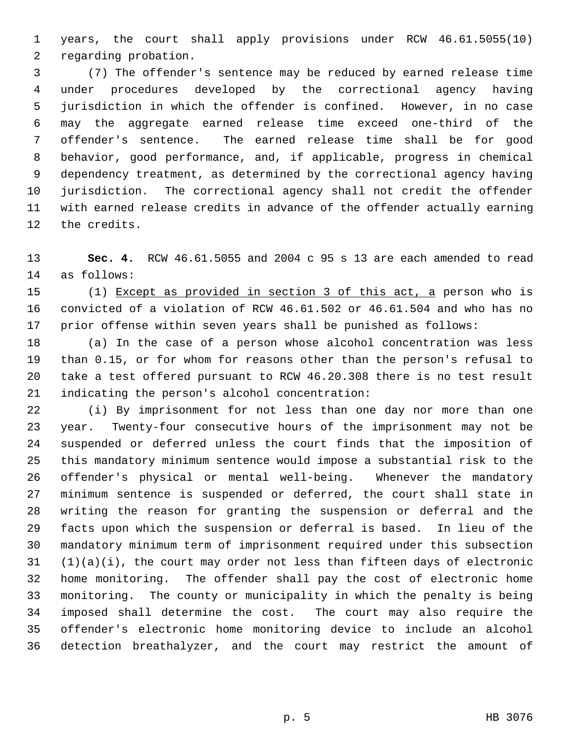years, the court shall apply provisions under RCW 46.61.5055(10) regarding probation.

(7) The offender's sentence may be reduced by earned release time under procedures developed by the correctional agency having jurisdiction in which the offender is confined. However, in no case may the aggregate earned release time exceed one-third of the offender's sentence. The earned release time shall be for good behavior, good performance, and, if applicable, progress in chemical dependency treatment, as determined by the correctional agency having jurisdiction. The correctional agency shall not credit the offender with earned release credits in advance of the offender actually earning the credits.

**Sec. 4.** RCW 46.61.5055 and 2004 c 95 s 13 are each amended to read as follows:

(1) <u>Except as provided in section 3 of this act, a</u> person who is convicted of a violation of RCW 46.61.502 or 46.61.504 and who has no prior offense within seven years shall be punished as follows:

(a) In the case of a person whose alcohol concentration was less than 0.15, or for whom for reasons other than the person's refusal to take a test offered pursuant to RCW 46.20.308 there is no test result indicating the person's alcohol concentration:

(i) By imprisonment for not less than one day nor more than one year. Twenty-four consecutive hours of the imprisonment may not be suspended or deferred unless the court finds that the imposition of this mandatory minimum sentence would impose a substantial risk to the offender's physical or mental well-being. Whenever the mandatory minimum sentence is suspended or deferred, the court shall state in writing the reason for granting the suspension or deferral and the facts upon which the suspension or deferral is based. In lieu of the mandatory minimum term of imprisonment required under this subsection (1)(a)(i), the court may order not less than fifteen days of electronic home monitoring. The offender shall pay the cost of electronic home monitoring. The county or municipality in which the penalty is being imposed shall determine the cost. The court may also require the offender's electronic home monitoring device to include an alcohol detection breathalyzer, and the court may restrict the amount of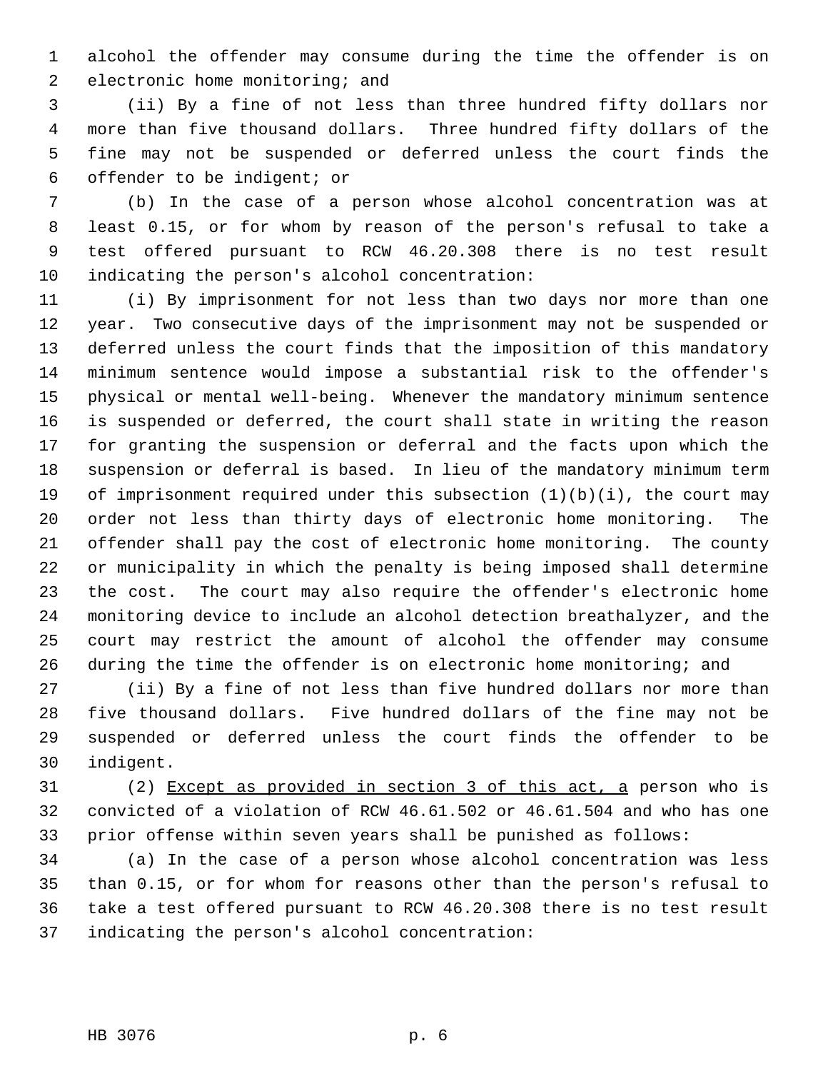alcohol the offender may consume during the time the offender is on electronic home monitoring; and

(ii) By a fine of not less than three hundred fifty dollars nor more than five thousand dollars. Three hundred fifty dollars of the fine may not be suspended or deferred unless the court finds the offender to be indigent; or

(b) In the case of a person whose alcohol concentration was at least 0.15, or for whom by reason of the person's refusal to take a test offered pursuant to RCW 46.20.308 there is no test result indicating the person's alcohol concentration:

(i) By imprisonment for not less than two days nor more than one year. Two consecutive days of the imprisonment may not be suspended or deferred unless the court finds that the imposition of this mandatory minimum sentence would impose a substantial risk to the offender's physical or mental well-being. Whenever the mandatory minimum sentence is suspended or deferred, the court shall state in writing the reason for granting the suspension or deferral and the facts upon which the suspension or deferral is based. In lieu of the mandatory minimum term of imprisonment required under this subsection (1)(b)(i), the court may order not less than thirty days of electronic home monitoring. The offender shall pay the cost of electronic home monitoring. The county or municipality in which the penalty is being imposed shall determine the cost. The court may also require the offender's electronic home monitoring device to include an alcohol detection breathalyzer, and the court may restrict the amount of alcohol the offender may consume during the time the offender is on electronic home monitoring; and

(ii) By a fine of not less than five hundred dollars nor more than five thousand dollars. Five hundred dollars of the fine may not be suspended or deferred unless the court finds the offender to be indigent.

(2) Except as provided in section 3 of this act, a person who is convicted of a violation of RCW 46.61.502 or 46.61.504 and who has one prior offense within seven years shall be punished as follows:

(a) In the case of a person whose alcohol concentration was less than 0.15, or for whom for reasons other than the person's refusal to take a test offered pursuant to RCW 46.20.308 there is no test result indicating the person's alcohol concentration: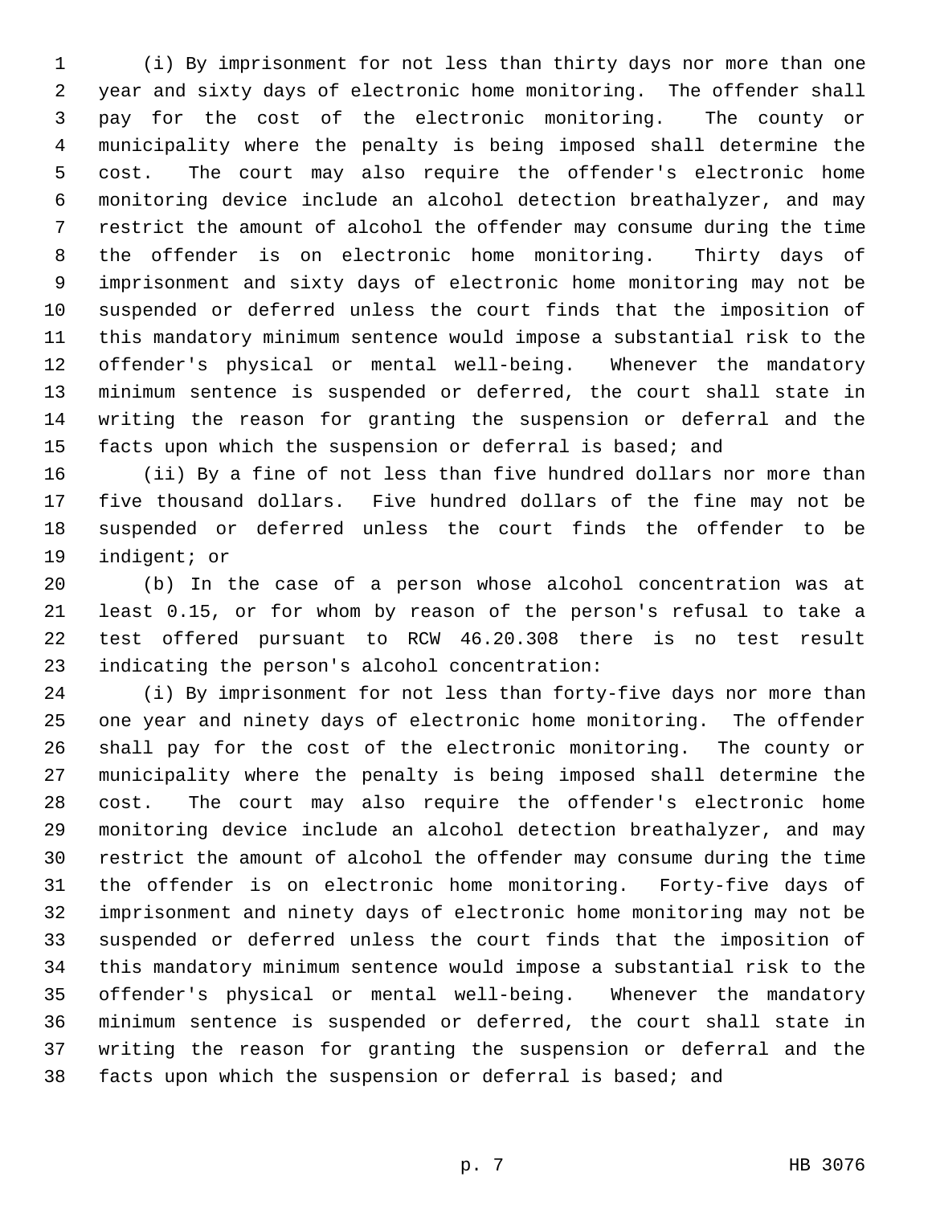(i) By imprisonment for not less than thirty days nor more than one year and sixty days of electronic home monitoring. The offender shall pay for the cost of the electronic monitoring. The county or municipality where the penalty is being imposed shall determine the cost. The court may also require the offender's electronic home monitoring device include an alcohol detection breathalyzer, and may restrict the amount of alcohol the offender may consume during the time the offender is on electronic home monitoring. Thirty days of imprisonment and sixty days of electronic home monitoring may not be suspended or deferred unless the court finds that the imposition of this mandatory minimum sentence would impose a substantial risk to the offender's physical or mental well-being. Whenever the mandatory minimum sentence is suspended or deferred, the court shall state in writing the reason for granting the suspension or deferral and the facts upon which the suspension or deferral is based; and

(ii) By a fine of not less than five hundred dollars nor more than five thousand dollars. Five hundred dollars of the fine may not be suspended or deferred unless the court finds the offender to be indigent; or

(b) In the case of a person whose alcohol concentration was at least 0.15, or for whom by reason of the person's refusal to take a test offered pursuant to RCW 46.20.308 there is no test result indicating the person's alcohol concentration:

(i) By imprisonment for not less than forty-five days nor more than one year and ninety days of electronic home monitoring. The offender shall pay for the cost of the electronic monitoring. The county or municipality where the penalty is being imposed shall determine the cost. The court may also require the offender's electronic home monitoring device include an alcohol detection breathalyzer, and may restrict the amount of alcohol the offender may consume during the time the offender is on electronic home monitoring. Forty-five days of imprisonment and ninety days of electronic home monitoring may not be suspended or deferred unless the court finds that the imposition of this mandatory minimum sentence would impose a substantial risk to the offender's physical or mental well-being. Whenever the mandatory minimum sentence is suspended or deferred, the court shall state in writing the reason for granting the suspension or deferral and the facts upon which the suspension or deferral is based; and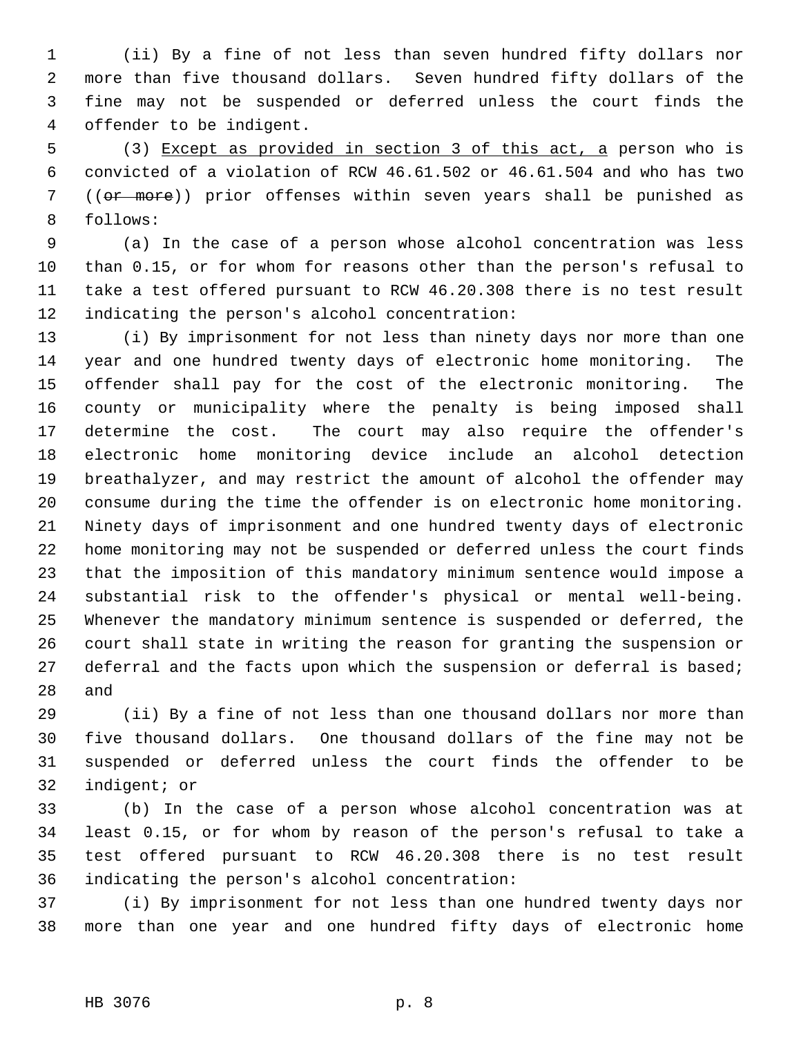(ii) By a fine of not less than seven hundred fifty dollars nor more than five thousand dollars. Seven hundred fifty dollars of the fine may not be suspended or deferred unless the court finds the offender to be indigent.

(3) Except as provided in section 3 of this act, a person who is convicted of a violation of RCW 46.61.502 or 46.61.504 and who has two ((~~or more~~)) prior offenses within seven years shall be punished as follows:

(a) In the case of a person whose alcohol concentration was less than 0.15, or for whom for reasons other than the person's refusal to take a test offered pursuant to RCW 46.20.308 there is no test result indicating the person's alcohol concentration:

(i) By imprisonment for not less than ninety days nor more than one year and one hundred twenty days of electronic home monitoring. The offender shall pay for the cost of the electronic monitoring. The county or municipality where the penalty is being imposed shall determine the cost. The court may also require the offender's electronic home monitoring device include an alcohol detection breathalyzer, and may restrict the amount of alcohol the offender may consume during the time the offender is on electronic home monitoring. Ninety days of imprisonment and one hundred twenty days of electronic home monitoring may not be suspended or deferred unless the court finds that the imposition of this mandatory minimum sentence would impose a substantial risk to the offender's physical or mental well-being. Whenever the mandatory minimum sentence is suspended or deferred, the court shall state in writing the reason for granting the suspension or deferral and the facts upon which the suspension or deferral is based; and

(ii) By a fine of not less than one thousand dollars nor more than five thousand dollars. One thousand dollars of the fine may not be suspended or deferred unless the court finds the offender to be indigent; or

(b) In the case of a person whose alcohol concentration was at least 0.15, or for whom by reason of the person's refusal to take a test offered pursuant to RCW 46.20.308 there is no test result indicating the person's alcohol concentration:

(i) By imprisonment for not less than one hundred twenty days nor more than one year and one hundred fifty days of electronic home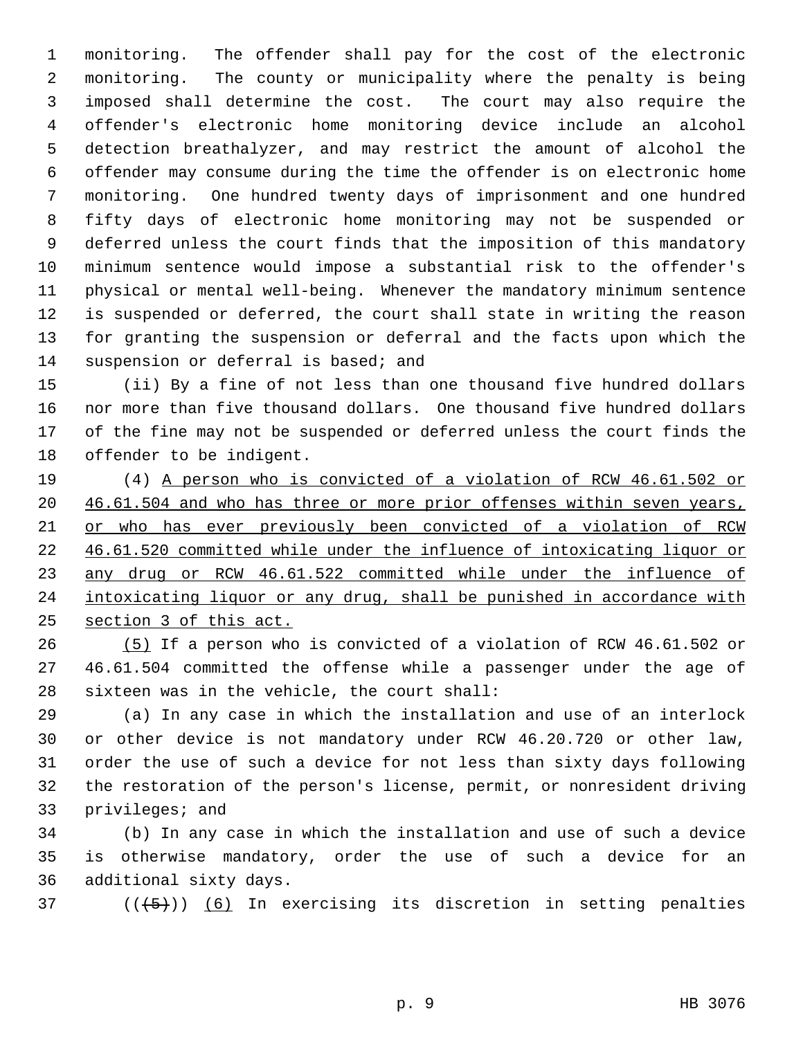monitoring. The offender shall pay for the cost of the electronic monitoring. The county or municipality where the penalty is being imposed shall determine the cost. The court may also require the offender's electronic home monitoring device include an alcohol detection breathalyzer, and may restrict the amount of alcohol the offender may consume during the time the offender is on electronic home monitoring. One hundred twenty days of imprisonment and one hundred fifty days of electronic home monitoring may not be suspended or deferred unless the court finds that the imposition of this mandatory minimum sentence would impose a substantial risk to the offender's physical or mental well-being. Whenever the mandatory minimum sentence is suspended or deferred, the court shall state in writing the reason for granting the suspension or deferral and the facts upon which the suspension or deferral is based; and

(ii) By a fine of not less than one thousand five hundred dollars nor more than five thousand dollars. One thousand five hundred dollars of the fine may not be suspended or deferred unless the court finds the offender to be indigent.

(4) A person who is convicted of a violation of RCW 46.61.502 or 46.61.504 and who has three or more prior offenses within seven years, or who has ever previously been convicted of a violation of RCW 46.61.520 committed while under the influence of intoxicating liquor or any drug or RCW 46.61.522 committed while under the influence of intoxicating liquor or any drug, shall be punished in accordance with section 3 of this act.

(5) If a person who is convicted of a violation of RCW 46.61.502 or 46.61.504 committed the offense while a passenger under the age of sixteen was in the vehicle, the court shall:

(a) In any case in which the installation and use of an interlock or other device is not mandatory under RCW 46.20.720 or other law, order the use of such a device for not less than sixty days following the restoration of the person's license, permit, or nonresident driving privileges; and

(b) In any case in which the installation and use of such a device is otherwise mandatory, order the use of such a device for an additional sixty days.

(((5))) (6) In exercising its discretion in setting penalties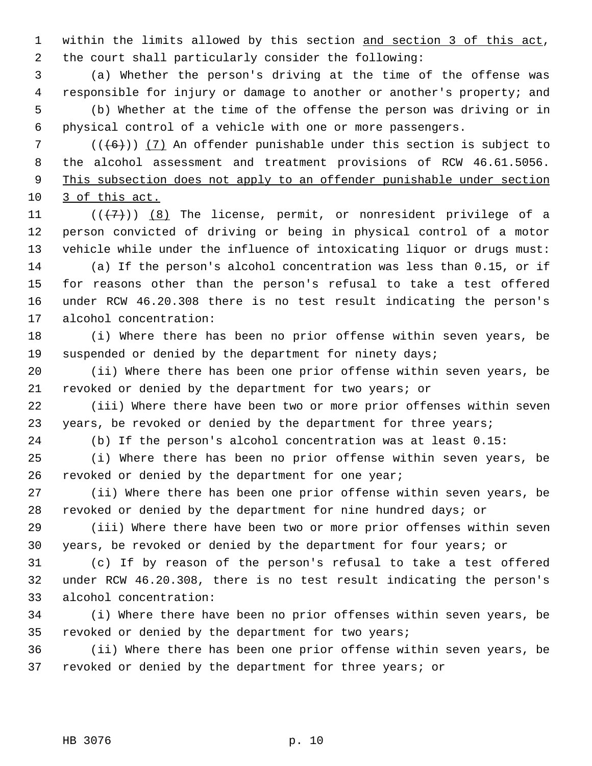within the limits allowed by this section and section 3 of this act, the court shall particularly consider the following:

(a) Whether the person's driving at the time of the offense was responsible for injury or damage to another or another's property; and

(b) Whether at the time of the offense the person was driving or in physical control of a vehicle with one or more passengers.

(((6))) (7) An offender punishable under this section is subject to the alcohol assessment and treatment provisions of RCW 46.61.5056. This subsection does not apply to an offender punishable under section 3 of this act.

(((7))) (8) The license, permit, or nonresident privilege of a person convicted of driving or being in physical control of a motor vehicle while under the influence of intoxicating liquor or drugs must:

(a) If the person's alcohol concentration was less than 0.15, or if for reasons other than the person's refusal to take a test offered under RCW 46.20.308 there is no test result indicating the person's alcohol concentration:

(i) Where there has been no prior offense within seven years, be suspended or denied by the department for ninety days;

(ii) Where there has been one prior offense within seven years, be revoked or denied by the department for two years; or

(iii) Where there have been two or more prior offenses within seven years, be revoked or denied by the department for three years;

(b) If the person's alcohol concentration was at least 0.15:

(i) Where there has been no prior offense within seven years, be revoked or denied by the department for one year;

(ii) Where there has been one prior offense within seven years, be revoked or denied by the department for nine hundred days; or

(iii) Where there have been two or more prior offenses within seven years, be revoked or denied by the department for four years; or

(c) If by reason of the person's refusal to take a test offered under RCW 46.20.308, there is no test result indicating the person's alcohol concentration:

(i) Where there have been no prior offenses within seven years, be revoked or denied by the department for two years;

(ii) Where there has been one prior offense within seven years, be revoked or denied by the department for three years; or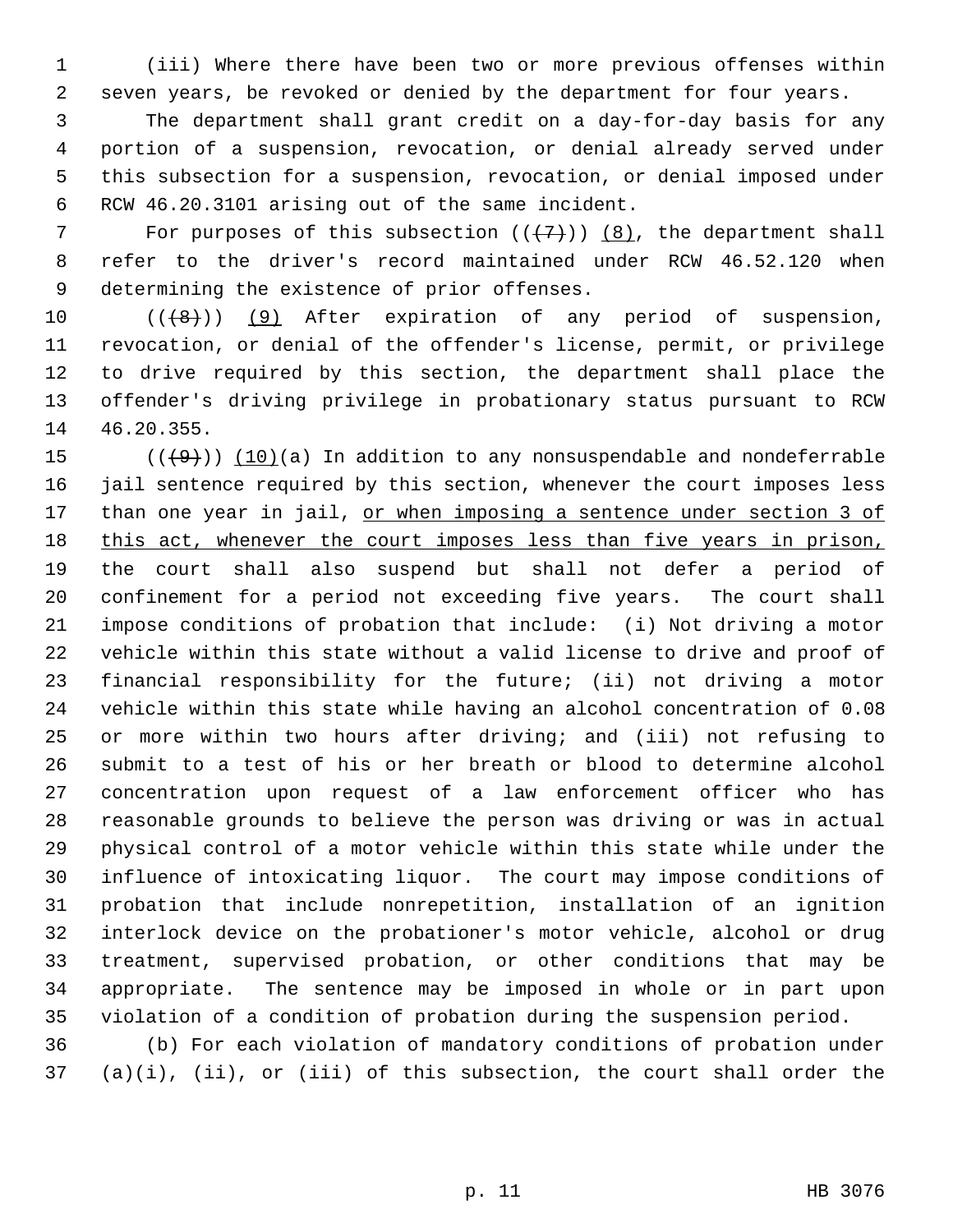(iii) Where there have been two or more previous offenses within seven years, be revoked or denied by the department for four years.

The department shall grant credit on a day-for-day basis for any portion of a suspension, revocation, or denial already served under this subsection for a suspension, revocation, or denial imposed under RCW 46.20.3101 arising out of the same incident.

For purposes of this subsection ((~~(7)~~)) (8), the department shall refer to the driver's record maintained under RCW 46.52.120 when determining the existence of prior offenses.

((~~(8)~~)) (9) After expiration of any period of suspension, revocation, or denial of the offender's license, permit, or privilege to drive required by this section, the department shall place the offender's driving privilege in probationary status pursuant to RCW 46.20.355.

((~~(9)~~)) (10)(a) In addition to any nonsuspendable and nondeferrable jail sentence required by this section, whenever the court imposes less than one year in jail, or when imposing a sentence under section 3 of this act, whenever the court imposes less than five years in prison, the court shall also suspend but shall not defer a period of confinement for a period not exceeding five years. The court shall impose conditions of probation that include: (i) Not driving a motor vehicle within this state without a valid license to drive and proof of financial responsibility for the future; (ii) not driving a motor vehicle within this state while having an alcohol concentration of 0.08 or more within two hours after driving; and (iii) not refusing to submit to a test of his or her breath or blood to determine alcohol concentration upon request of a law enforcement officer who has reasonable grounds to believe the person was driving or was in actual physical control of a motor vehicle within this state while under the influence of intoxicating liquor. The court may impose conditions of probation that include nonrepetition, installation of an ignition interlock device on the probationer's motor vehicle, alcohol or drug treatment, supervised probation, or other conditions that may be appropriate. The sentence may be imposed in whole or in part upon violation of a condition of probation during the suspension period.

(b) For each violation of mandatory conditions of probation under (a)(i), (ii), or (iii) of this subsection, the court shall order the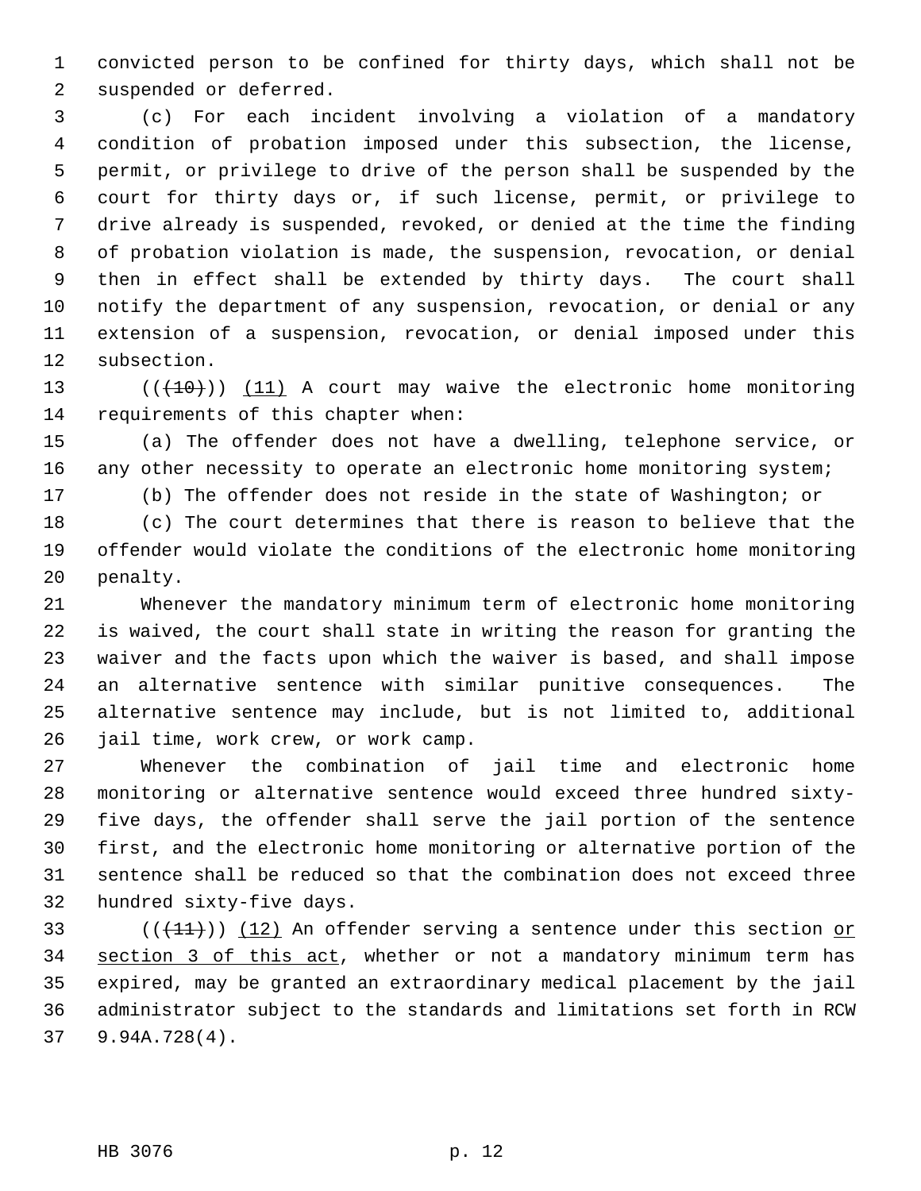convicted person to be confined for thirty days, which shall not be suspended or deferred.

(c) For each incident involving a violation of a mandatory condition of probation imposed under this subsection, the license, permit, or privilege to drive of the person shall be suspended by the court for thirty days or, if such license, permit, or privilege to drive already is suspended, revoked, or denied at the time the finding of probation violation is made, the suspension, revocation, or denial then in effect shall be extended by thirty days. The court shall notify the department of any suspension, revocation, or denial or any extension of a suspension, revocation, or denial imposed under this subsection.

((~~(10)~~)) (11) A court may waive the electronic home monitoring requirements of this chapter when:

(a) The offender does not have a dwelling, telephone service, or any other necessity to operate an electronic home monitoring system;

(b) The offender does not reside in the state of Washington; or

(c) The court determines that there is reason to believe that the offender would violate the conditions of the electronic home monitoring penalty.

Whenever the mandatory minimum term of electronic home monitoring is waived, the court shall state in writing the reason for granting the waiver and the facts upon which the waiver is based, and shall impose an alternative sentence with similar punitive consequences. The alternative sentence may include, but is not limited to, additional jail time, work crew, or work camp.

Whenever the combination of jail time and electronic home monitoring or alternative sentence would exceed three hundred sixty-five days, the offender shall serve the jail portion of the sentence first, and the electronic home monitoring or alternative portion of the sentence shall be reduced so that the combination does not exceed three hundred sixty-five days.

((~~(11)~~)) (12) An offender serving a sentence under this section or section 3 of this act, whether or not a mandatory minimum term has expired, may be granted an extraordinary medical placement by the jail administrator subject to the standards and limitations set forth in RCW 9.94A.728(4).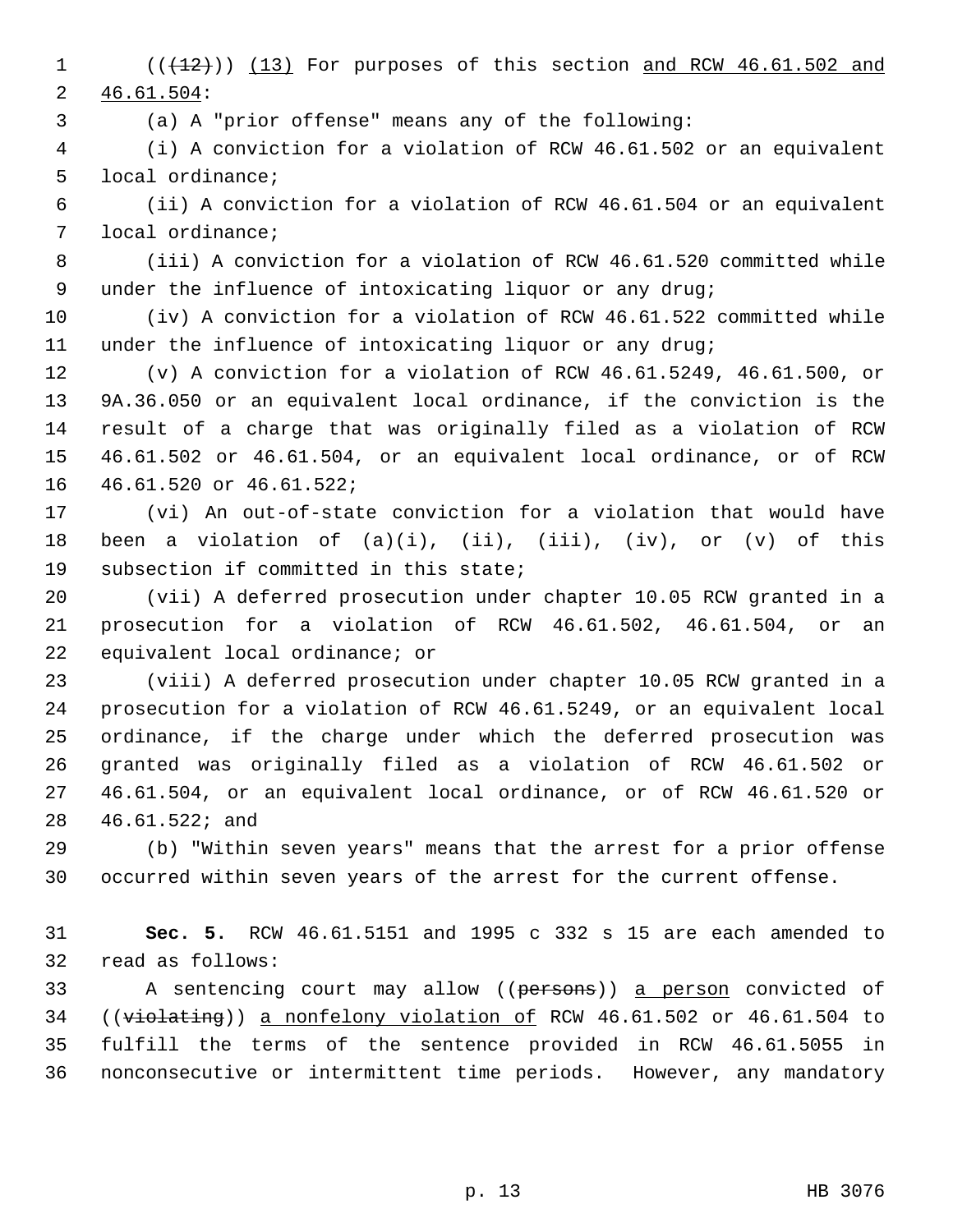((~~(12)~~)) <u>(13)</u> For purposes of this section <u>and RCW 46.61.502 and 46.61.504</u>:

(a) A "prior offense" means any of the following:

(i) A conviction for a violation of RCW 46.61.502 or an equivalent local ordinance;

(ii) A conviction for a violation of RCW 46.61.504 or an equivalent local ordinance;

(iii) A conviction for a violation of RCW 46.61.520 committed while under the influence of intoxicating liquor or any drug;

(iv) A conviction for a violation of RCW 46.61.522 committed while under the influence of intoxicating liquor or any drug;

(v) A conviction for a violation of RCW 46.61.5249, 46.61.500, or 9A.36.050 or an equivalent local ordinance, if the conviction is the result of a charge that was originally filed as a violation of RCW 46.61.502 or 46.61.504, or an equivalent local ordinance, or of RCW 46.61.520 or 46.61.522;

(vi) An out-of-state conviction for a violation that would have been a violation of (a)(i), (ii), (iii), (iv), or (v) of this subsection if committed in this state;

(vii) A deferred prosecution under chapter 10.05 RCW granted in a prosecution for a violation of RCW 46.61.502, 46.61.504, or an equivalent local ordinance; or

(viii) A deferred prosecution under chapter 10.05 RCW granted in a prosecution for a violation of RCW 46.61.5249, or an equivalent local ordinance, if the charge under which the deferred prosecution was granted was originally filed as a violation of RCW 46.61.502 or 46.61.504, or an equivalent local ordinance, or of RCW 46.61.520 or 46.61.522; and

(b) "Within seven years" means that the arrest for a prior offense occurred within seven years of the arrest for the current offense.

**Sec. 5.** RCW 46.61.5151 and 1995 c 332 s 15 are each amended to read as follows:

A sentencing court may allow ((~~persons~~)) <u>a person</u> convicted of ((~~violating~~)) <u>a nonfelony violation of</u> RCW 46.61.502 or 46.61.504 to fulfill the terms of the sentence provided in RCW 46.61.5055 in nonconsecutive or intermittent time periods. However, any mandatory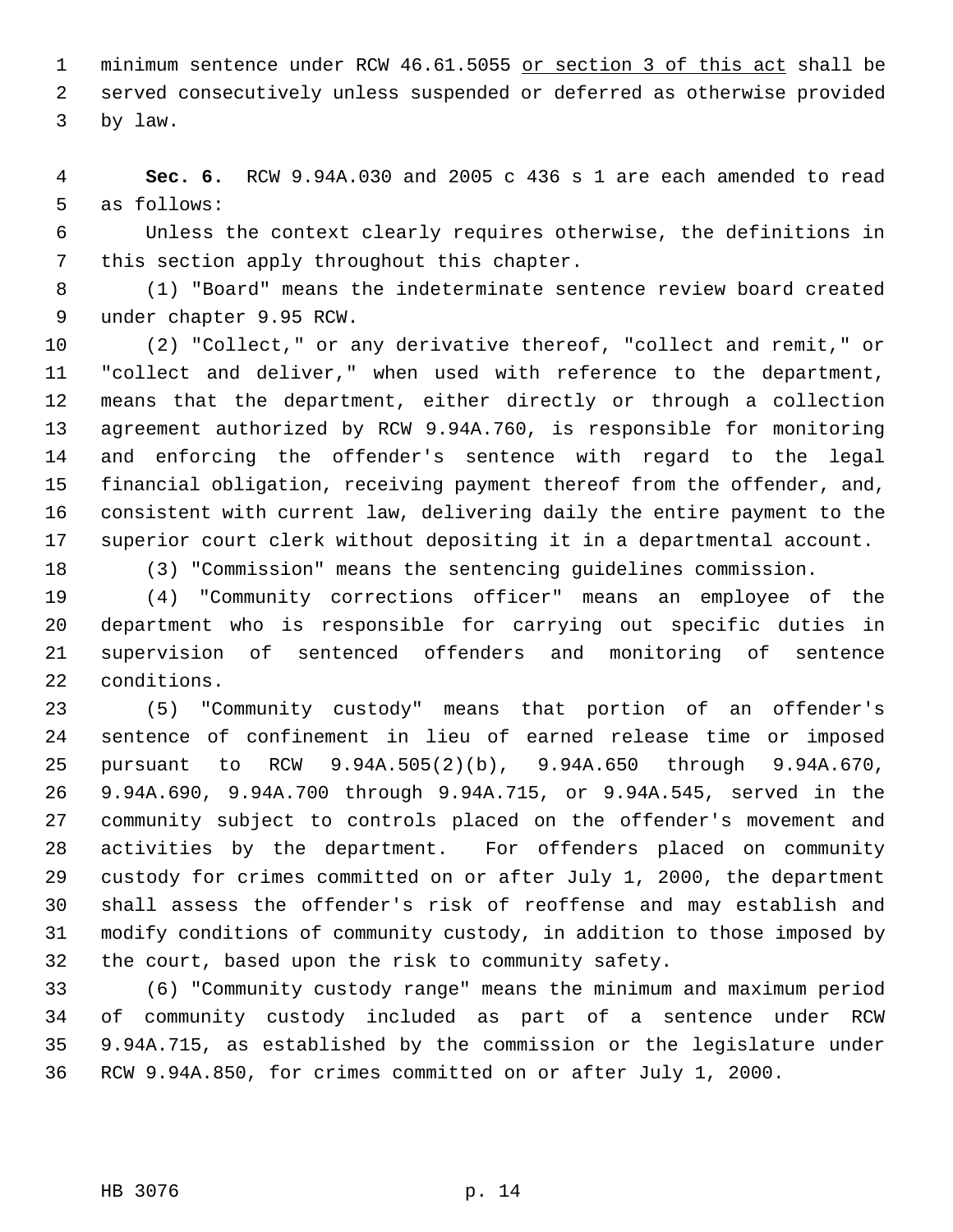minimum sentence under RCW 46.61.5055 <u>or section 3 of this act</u> shall be served consecutively unless suspended or deferred as otherwise provided by law.

**Sec. 6.** RCW 9.94A.030 and 2005 c 436 s 1 are each amended to read as follows:

Unless the context clearly requires otherwise, the definitions in this section apply throughout this chapter.

(1) "Board" means the indeterminate sentence review board created under chapter 9.95 RCW.

(2) "Collect," or any derivative thereof, "collect and remit," or "collect and deliver," when used with reference to the department, means that the department, either directly or through a collection agreement authorized by RCW 9.94A.760, is responsible for monitoring and enforcing the offender's sentence with regard to the legal financial obligation, receiving payment thereof from the offender, and, consistent with current law, delivering daily the entire payment to the superior court clerk without depositing it in a departmental account.

(3) "Commission" means the sentencing guidelines commission.

(4) "Community corrections officer" means an employee of the department who is responsible for carrying out specific duties in supervision of sentenced offenders and monitoring of sentence conditions.

(5) "Community custody" means that portion of an offender's sentence of confinement in lieu of earned release time or imposed pursuant to RCW 9.94A.505(2)(b), 9.94A.650 through 9.94A.670, 9.94A.690, 9.94A.700 through 9.94A.715, or 9.94A.545, served in the community subject to controls placed on the offender's movement and activities by the department. For offenders placed on community custody for crimes committed on or after July 1, 2000, the department shall assess the offender's risk of reoffense and may establish and modify conditions of community custody, in addition to those imposed by the court, based upon the risk to community safety.

(6) "Community custody range" means the minimum and maximum period of community custody included as part of a sentence under RCW 9.94A.715, as established by the commission or the legislature under RCW 9.94A.850, for crimes committed on or after July 1, 2000.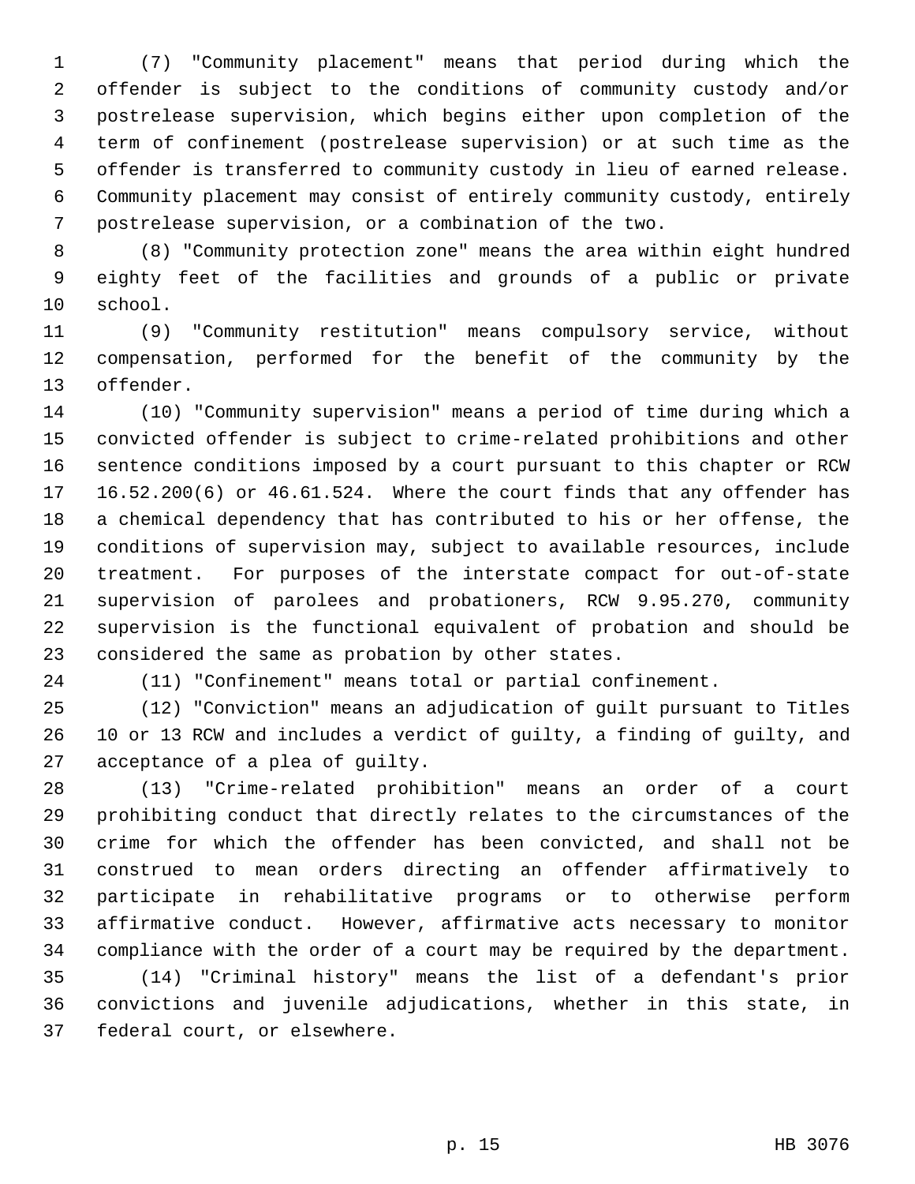(7) "Community placement" means that period during which the offender is subject to the conditions of community custody and/or postrelease supervision, which begins either upon completion of the term of confinement (postrelease supervision) or at such time as the offender is transferred to community custody in lieu of earned release. Community placement may consist of entirely community custody, entirely postrelease supervision, or a combination of the two.

(8) "Community protection zone" means the area within eight hundred eighty feet of the facilities and grounds of a public or private school.

(9) "Community restitution" means compulsory service, without compensation, performed for the benefit of the community by the offender.

(10) "Community supervision" means a period of time during which a convicted offender is subject to crime-related prohibitions and other sentence conditions imposed by a court pursuant to this chapter or RCW 16.52.200(6) or 46.61.524. Where the court finds that any offender has a chemical dependency that has contributed to his or her offense, the conditions of supervision may, subject to available resources, include treatment. For purposes of the interstate compact for out-of-state supervision of parolees and probationers, RCW 9.95.270, community supervision is the functional equivalent of probation and should be considered the same as probation by other states.

(11) "Confinement" means total or partial confinement.

(12) "Conviction" means an adjudication of guilt pursuant to Titles 10 or 13 RCW and includes a verdict of guilty, a finding of guilty, and acceptance of a plea of guilty.

(13) "Crime-related prohibition" means an order of a court prohibiting conduct that directly relates to the circumstances of the crime for which the offender has been convicted, and shall not be construed to mean orders directing an offender affirmatively to participate in rehabilitative programs or to otherwise perform affirmative conduct. However, affirmative acts necessary to monitor compliance with the order of a court may be required by the department.

(14) "Criminal history" means the list of a defendant's prior convictions and juvenile adjudications, whether in this state, in federal court, or elsewhere.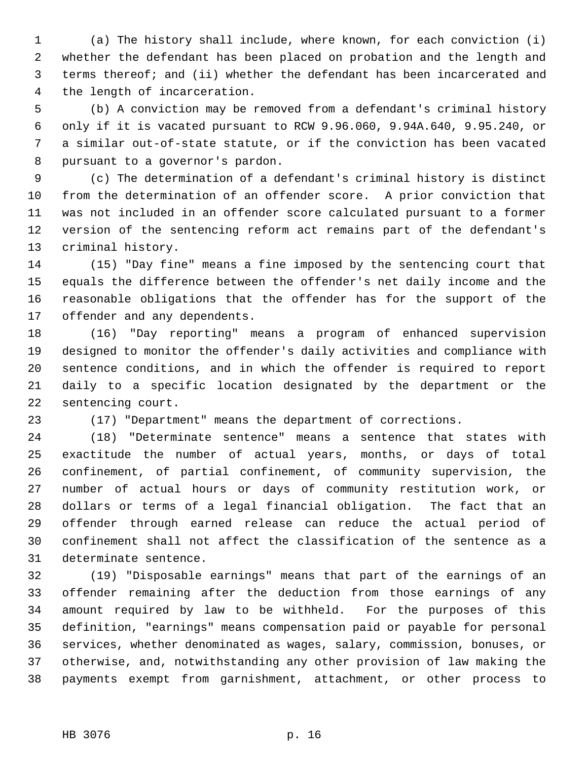(a) The history shall include, where known, for each conviction (i) whether the defendant has been placed on probation and the length and terms thereof; and (ii) whether the defendant has been incarcerated and the length of incarceration.

(b) A conviction may be removed from a defendant's criminal history only if it is vacated pursuant to RCW 9.96.060, 9.94A.640, 9.95.240, or a similar out-of-state statute, or if the conviction has been vacated pursuant to a governor's pardon.

(c) The determination of a defendant's criminal history is distinct from the determination of an offender score. A prior conviction that was not included in an offender score calculated pursuant to a former version of the sentencing reform act remains part of the defendant's criminal history.

(15) "Day fine" means a fine imposed by the sentencing court that equals the difference between the offender's net daily income and the reasonable obligations that the offender has for the support of the offender and any dependents.

(16) "Day reporting" means a program of enhanced supervision designed to monitor the offender's daily activities and compliance with sentence conditions, and in which the offender is required to report daily to a specific location designated by the department or the sentencing court.

(17) "Department" means the department of corrections.

(18) "Determinate sentence" means a sentence that states with exactitude the number of actual years, months, or days of total confinement, of partial confinement, of community supervision, the number of actual hours or days of community restitution work, or dollars or terms of a legal financial obligation. The fact that an offender through earned release can reduce the actual period of confinement shall not affect the classification of the sentence as a determinate sentence.

(19) "Disposable earnings" means that part of the earnings of an offender remaining after the deduction from those earnings of any amount required by law to be withheld. For the purposes of this definition, "earnings" means compensation paid or payable for personal services, whether denominated as wages, salary, commission, bonuses, or otherwise, and, notwithstanding any other provision of law making the payments exempt from garnishment, attachment, or other process to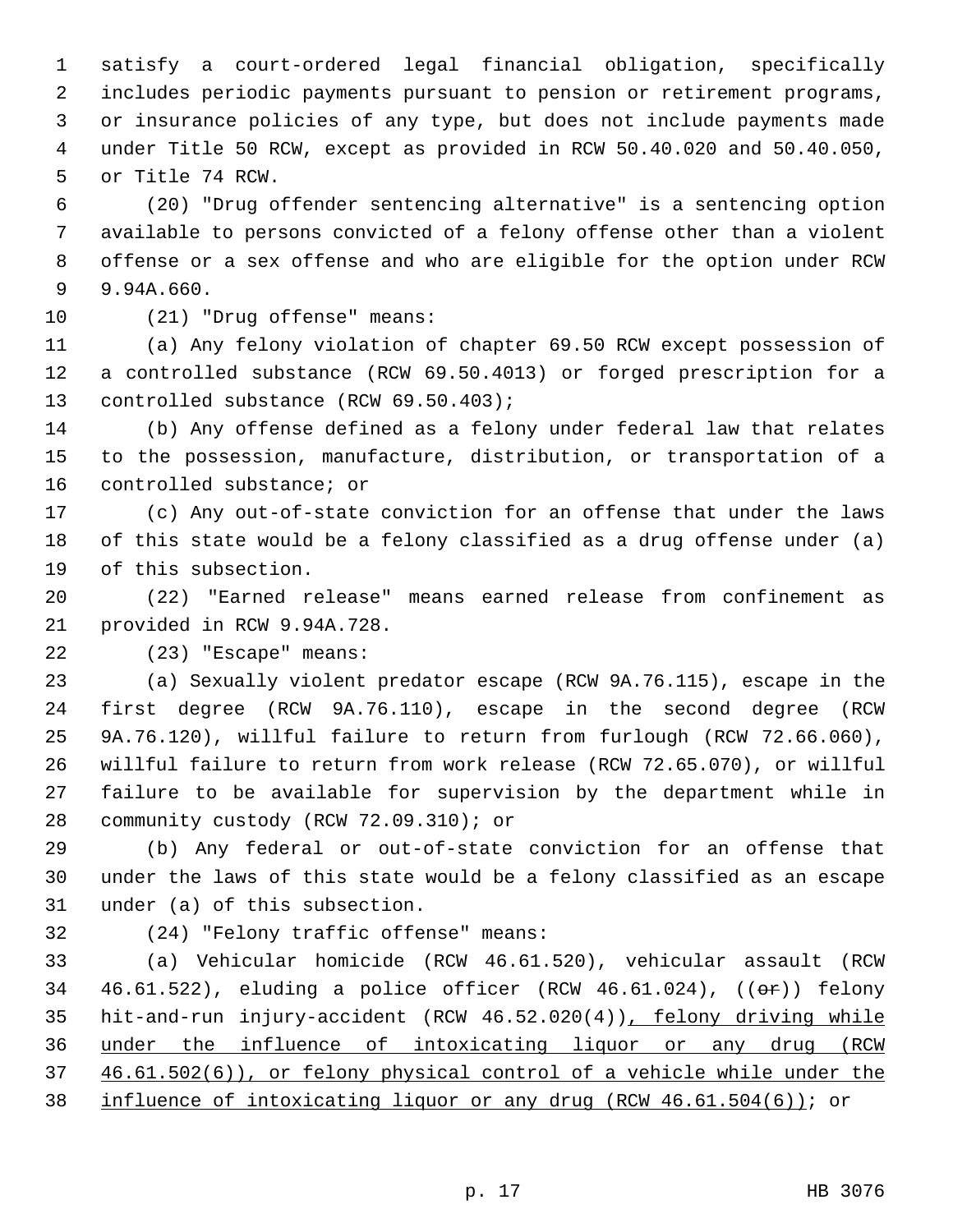satisfy a court-ordered legal financial obligation, specifically includes periodic payments pursuant to pension or retirement programs, or insurance policies of any type, but does not include payments made under Title 50 RCW, except as provided in RCW 50.40.020 and 50.40.050, or Title 74 RCW.

(20) "Drug offender sentencing alternative" is a sentencing option available to persons convicted of a felony offense other than a violent offense or a sex offense and who are eligible for the option under RCW 9.94A.660.

(21) "Drug offense" means:

(a) Any felony violation of chapter 69.50 RCW except possession of a controlled substance (RCW 69.50.4013) or forged prescription for a controlled substance (RCW 69.50.403);

(b) Any offense defined as a felony under federal law that relates to the possession, manufacture, distribution, or transportation of a controlled substance; or

(c) Any out-of-state conviction for an offense that under the laws of this state would be a felony classified as a drug offense under (a) of this subsection.

(22) "Earned release" means earned release from confinement as provided in RCW 9.94A.728.

(23) "Escape" means:

(a) Sexually violent predator escape (RCW 9A.76.115), escape in the first degree (RCW 9A.76.110), escape in the second degree (RCW 9A.76.120), willful failure to return from furlough (RCW 72.66.060), willful failure to return from work release (RCW 72.65.070), or willful failure to be available for supervision by the department while in community custody (RCW 72.09.310); or

(b) Any federal or out-of-state conviction for an offense that under the laws of this state would be a felony classified as an escape under (a) of this subsection.

(24) "Felony traffic offense" means:

(a) Vehicular homicide (RCW 46.61.520), vehicular assault (RCW 46.61.522), eluding a police officer (RCW 46.61.024), ((~~or~~)) felony hit-and-run injury-accident (RCW 46.52.020(4))<u>, felony driving while under the influence of intoxicating liquor or any drug (RCW 46.61.502(6)), or felony physical control of a vehicle while under the influence of intoxicating liquor or any drug (RCW 46.61.504(6))</u>; or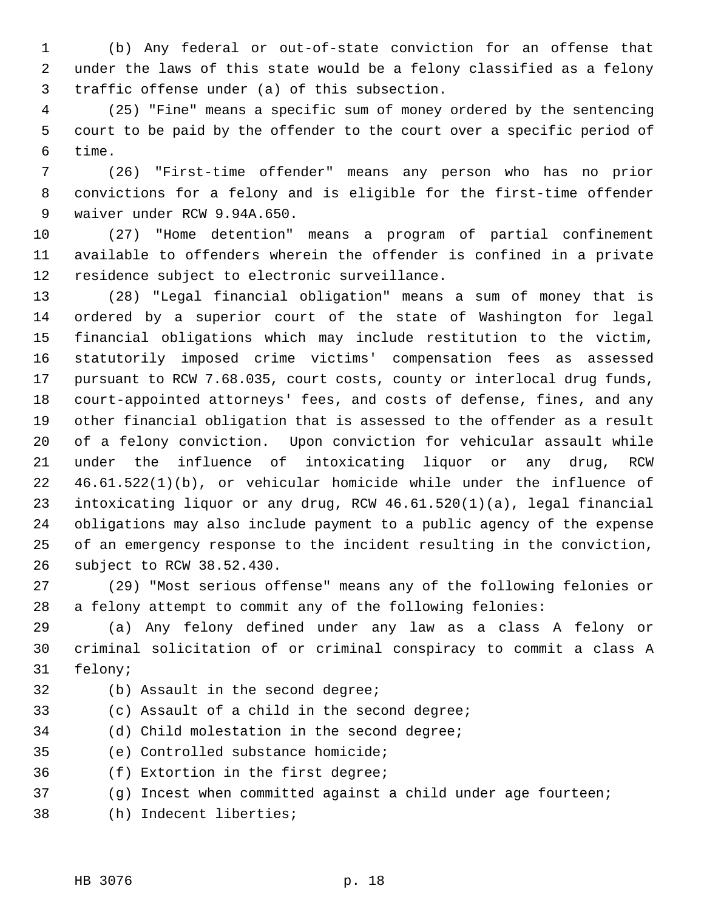(b) Any federal or out-of-state conviction for an offense that under the laws of this state would be a felony classified as a felony traffic offense under (a) of this subsection.

(25) "Fine" means a specific sum of money ordered by the sentencing court to be paid by the offender to the court over a specific period of time.

(26) "First-time offender" means any person who has no prior convictions for a felony and is eligible for the first-time offender waiver under RCW 9.94A.650.

(27) "Home detention" means a program of partial confinement available to offenders wherein the offender is confined in a private residence subject to electronic surveillance.

(28) "Legal financial obligation" means a sum of money that is ordered by a superior court of the state of Washington for legal financial obligations which may include restitution to the victim, statutorily imposed crime victims' compensation fees as assessed pursuant to RCW 7.68.035, court costs, county or interlocal drug funds, court-appointed attorneys' fees, and costs of defense, fines, and any other financial obligation that is assessed to the offender as a result of a felony conviction. Upon conviction for vehicular assault while under the influence of intoxicating liquor or any drug, RCW 46.61.522(1)(b), or vehicular homicide while under the influence of intoxicating liquor or any drug, RCW 46.61.520(1)(a), legal financial obligations may also include payment to a public agency of the expense of an emergency response to the incident resulting in the conviction, subject to RCW 38.52.430.

(29) "Most serious offense" means any of the following felonies or a felony attempt to commit any of the following felonies:

(a) Any felony defined under any law as a class A felony or criminal solicitation of or criminal conspiracy to commit a class A felony;

(b) Assault in the second degree;

(c) Assault of a child in the second degree;

(d) Child molestation in the second degree;

(e) Controlled substance homicide;

(f) Extortion in the first degree;

(g) Incest when committed against a child under age fourteen;

(h) Indecent liberties;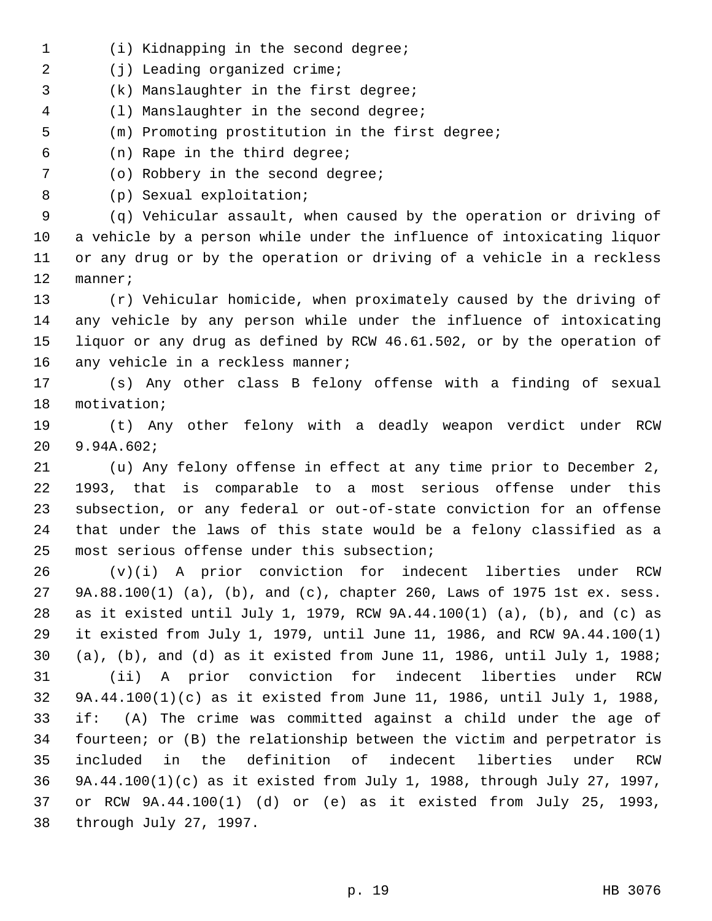(i) Kidnapping in the second degree;

(j) Leading organized crime;

(k) Manslaughter in the first degree;

(l) Manslaughter in the second degree;

(m) Promoting prostitution in the first degree;

(n) Rape in the third degree;

(o) Robbery in the second degree;

(p) Sexual exploitation;

(q) Vehicular assault, when caused by the operation or driving of a vehicle by a person while under the influence of intoxicating liquor or any drug or by the operation or driving of a vehicle in a reckless manner;

(r) Vehicular homicide, when proximately caused by the driving of any vehicle by any person while under the influence of intoxicating liquor or any drug as defined by RCW 46.61.502, or by the operation of any vehicle in a reckless manner;

(s) Any other class B felony offense with a finding of sexual motivation;

(t) Any other felony with a deadly weapon verdict under RCW 9.94A.602;

(u) Any felony offense in effect at any time prior to December 2, 1993, that is comparable to a most serious offense under this subsection, or any federal or out-of-state conviction for an offense that under the laws of this state would be a felony classified as a most serious offense under this subsection;

(v)(i) A prior conviction for indecent liberties under RCW 9A.88.100(1) (a), (b), and (c), chapter 260, Laws of 1975 1st ex. sess. as it existed until July 1, 1979, RCW 9A.44.100(1) (a), (b), and (c) as it existed from July 1, 1979, until June 11, 1986, and RCW 9A.44.100(1) (a), (b), and (d) as it existed from June 11, 1986, until July 1, 1988;

(ii) A prior conviction for indecent liberties under RCW 9A.44.100(1)(c) as it existed from June 11, 1986, until July 1, 1988, if: (A) The crime was committed against a child under the age of fourteen; or (B) the relationship between the victim and perpetrator is included in the definition of indecent liberties under RCW 9A.44.100(1)(c) as it existed from July 1, 1988, through July 27, 1997, or RCW 9A.44.100(1) (d) or (e) as it existed from July 25, 1993, through July 27, 1997.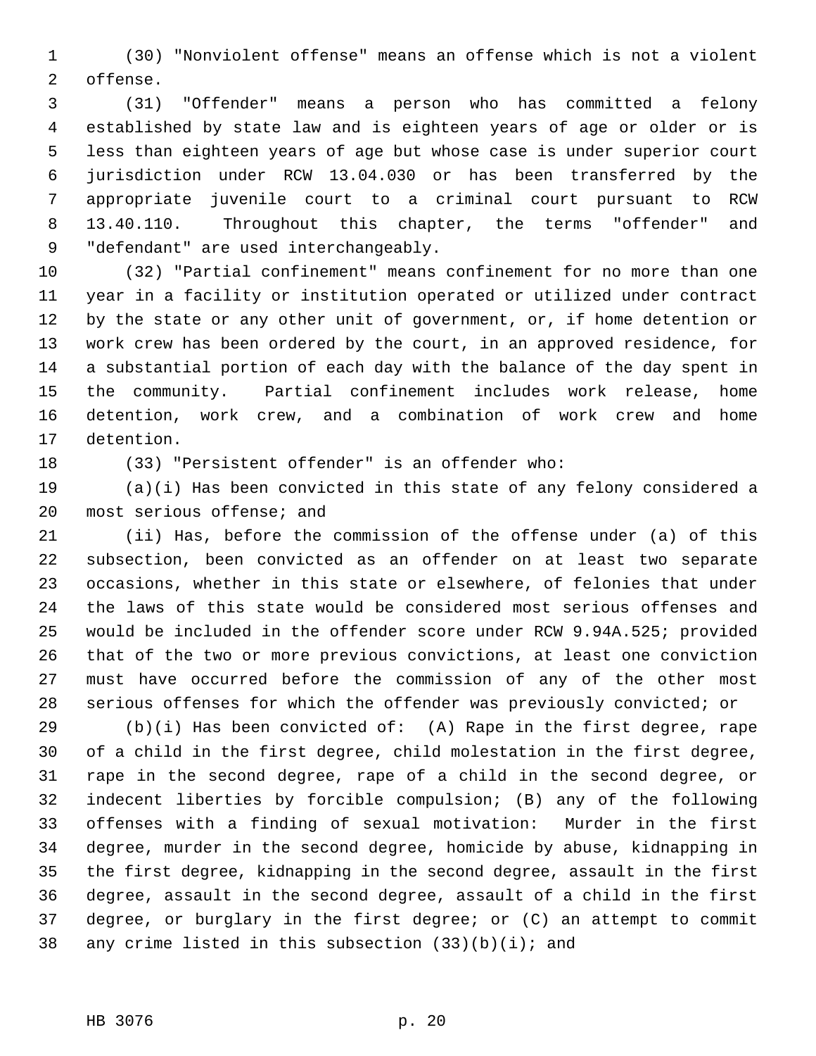(30) "Nonviolent offense" means an offense which is not a violent offense.

(31) "Offender" means a person who has committed a felony established by state law and is eighteen years of age or older or is less than eighteen years of age but whose case is under superior court jurisdiction under RCW 13.04.030 or has been transferred by the appropriate juvenile court to a criminal court pursuant to RCW 13.40.110. Throughout this chapter, the terms "offender" and "defendant" are used interchangeably.

(32) "Partial confinement" means confinement for no more than one year in a facility or institution operated or utilized under contract by the state or any other unit of government, or, if home detention or work crew has been ordered by the court, in an approved residence, for a substantial portion of each day with the balance of the day spent in the community. Partial confinement includes work release, home detention, work crew, and a combination of work crew and home detention.

(33) "Persistent offender" is an offender who:

(a)(i) Has been convicted in this state of any felony considered a most serious offense; and

(ii) Has, before the commission of the offense under (a) of this subsection, been convicted as an offender on at least two separate occasions, whether in this state or elsewhere, of felonies that under the laws of this state would be considered most serious offenses and would be included in the offender score under RCW 9.94A.525; provided that of the two or more previous convictions, at least one conviction must have occurred before the commission of any of the other most serious offenses for which the offender was previously convicted; or

(b)(i) Has been convicted of: (A) Rape in the first degree, rape of a child in the first degree, child molestation in the first degree, rape in the second degree, rape of a child in the second degree, or indecent liberties by forcible compulsion; (B) any of the following offenses with a finding of sexual motivation: Murder in the first degree, murder in the second degree, homicide by abuse, kidnapping in the first degree, kidnapping in the second degree, assault in the first degree, assault in the second degree, assault of a child in the first degree, or burglary in the first degree; or (C) an attempt to commit any crime listed in this subsection (33)(b)(i); and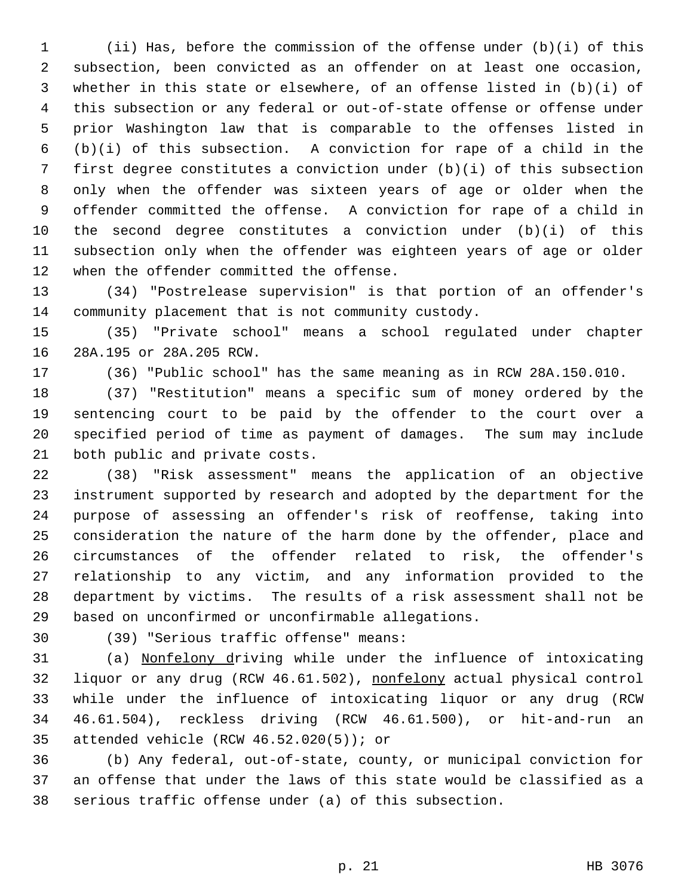(ii) Has, before the commission of the offense under (b)(i) of this subsection, been convicted as an offender on at least one occasion, whether in this state or elsewhere, of an offense listed in (b)(i) of this subsection or any federal or out-of-state offense or offense under prior Washington law that is comparable to the offenses listed in (b)(i) of this subsection. A conviction for rape of a child in the first degree constitutes a conviction under (b)(i) of this subsection only when the offender was sixteen years of age or older when the offender committed the offense. A conviction for rape of a child in the second degree constitutes a conviction under (b)(i) of this subsection only when the offender was eighteen years of age or older when the offender committed the offense.

(34) "Postrelease supervision" is that portion of an offender's community placement that is not community custody.

(35) "Private school" means a school regulated under chapter 28A.195 or 28A.205 RCW.

(36) "Public school" has the same meaning as in RCW 28A.150.010.

(37) "Restitution" means a specific sum of money ordered by the sentencing court to be paid by the offender to the court over a specified period of time as payment of damages. The sum may include both public and private costs.

(38) "Risk assessment" means the application of an objective instrument supported by research and adopted by the department for the purpose of assessing an offender's risk of reoffense, taking into consideration the nature of the harm done by the offender, place and circumstances of the offender related to risk, the offender's relationship to any victim, and any information provided to the department by victims. The results of a risk assessment shall not be based on unconfirmed or unconfirmable allegations.

(39) "Serious traffic offense" means:

(a) <u>Nonfelony d</u>riving while under the influence of intoxicating liquor or any drug (RCW 46.61.502), <u>nonfelony</u> actual physical control while under the influence of intoxicating liquor or any drug (RCW 46.61.504), reckless driving (RCW 46.61.500), or hit-and-run an attended vehicle (RCW 46.52.020(5)); or

(b) Any federal, out-of-state, county, or municipal conviction for an offense that under the laws of this state would be classified as a serious traffic offense under (a) of this subsection.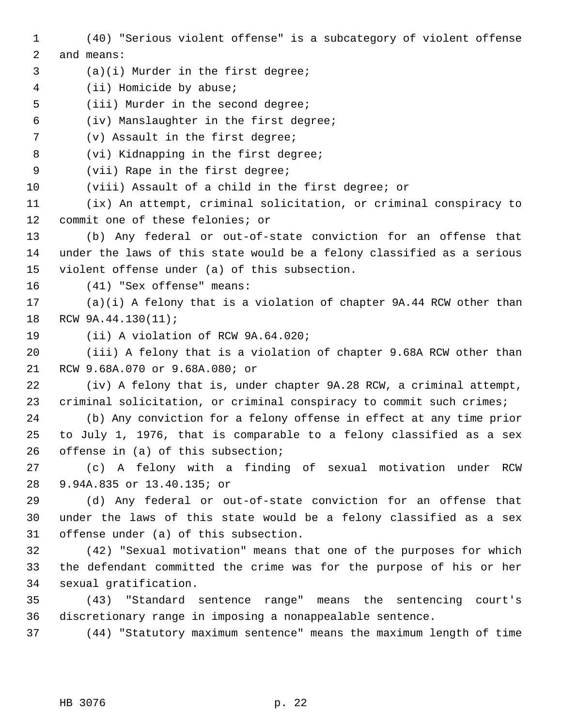(40) "Serious violent offense" is a subcategory of violent offense and means:

(a)(i) Murder in the first degree;

(ii) Homicide by abuse;

(iii) Murder in the second degree;

(iv) Manslaughter in the first degree;

(v) Assault in the first degree;

(vi) Kidnapping in the first degree;

(vii) Rape in the first degree;

(viii) Assault of a child in the first degree; or

(ix) An attempt, criminal solicitation, or criminal conspiracy to commit one of these felonies; or

(b) Any federal or out-of-state conviction for an offense that under the laws of this state would be a felony classified as a serious violent offense under (a) of this subsection.

(41) "Sex offense" means:

(a)(i) A felony that is a violation of chapter 9A.44 RCW other than RCW 9A.44.130(11);

(ii) A violation of RCW 9A.64.020;

(iii) A felony that is a violation of chapter 9.68A RCW other than RCW 9.68A.070 or 9.68A.080; or

(iv) A felony that is, under chapter 9A.28 RCW, a criminal attempt, criminal solicitation, or criminal conspiracy to commit such crimes;

(b) Any conviction for a felony offense in effect at any time prior to July 1, 1976, that is comparable to a felony classified as a sex offense in (a) of this subsection;

(c) A felony with a finding of sexual motivation under RCW 9.94A.835 or 13.40.135; or

(d) Any federal or out-of-state conviction for an offense that under the laws of this state would be a felony classified as a sex offense under (a) of this subsection.

(42) "Sexual motivation" means that one of the purposes for which the defendant committed the crime was for the purpose of his or her sexual gratification.

(43) "Standard sentence range" means the sentencing court's discretionary range in imposing a nonappealable sentence.

(44) "Statutory maximum sentence" means the maximum length of time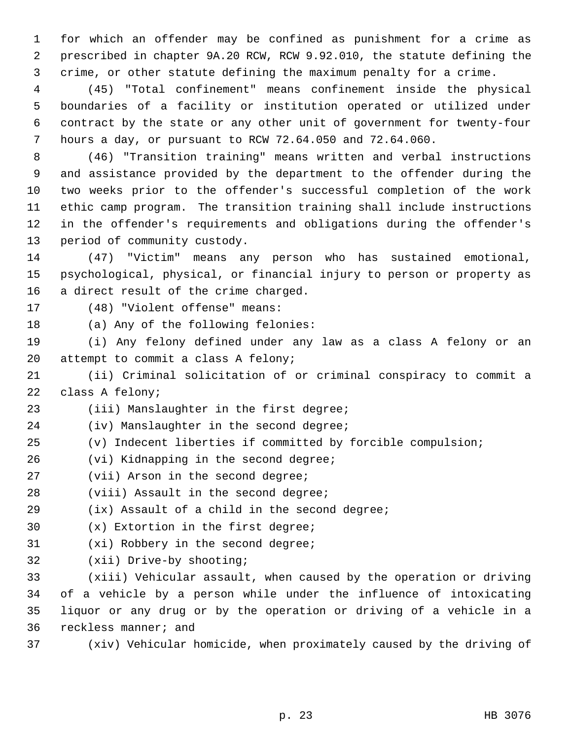for which an offender may be confined as punishment for a crime as prescribed in chapter 9A.20 RCW, RCW 9.92.010, the statute defining the crime, or other statute defining the maximum penalty for a crime.

(45) "Total confinement" means confinement inside the physical boundaries of a facility or institution operated or utilized under contract by the state or any other unit of government for twenty-four hours a day, or pursuant to RCW 72.64.050 and 72.64.060.

(46) "Transition training" means written and verbal instructions and assistance provided by the department to the offender during the two weeks prior to the offender's successful completion of the work ethic camp program. The transition training shall include instructions in the offender's requirements and obligations during the offender's period of community custody.

(47) "Victim" means any person who has sustained emotional, psychological, physical, or financial injury to person or property as a direct result of the crime charged.

(48) "Violent offense" means:

(a) Any of the following felonies:

(i) Any felony defined under any law as a class A felony or an attempt to commit a class A felony;

(ii) Criminal solicitation of or criminal conspiracy to commit a class A felony;

(iii) Manslaughter in the first degree;

(iv) Manslaughter in the second degree;

(v) Indecent liberties if committed by forcible compulsion;

(vi) Kidnapping in the second degree;

(vii) Arson in the second degree;

(viii) Assault in the second degree;

(ix) Assault of a child in the second degree;

(x) Extortion in the first degree;

(xi) Robbery in the second degree;

(xii) Drive-by shooting;

(xiii) Vehicular assault, when caused by the operation or driving of a vehicle by a person while under the influence of intoxicating liquor or any drug or by the operation or driving of a vehicle in a reckless manner; and

(xiv) Vehicular homicide, when proximately caused by the driving of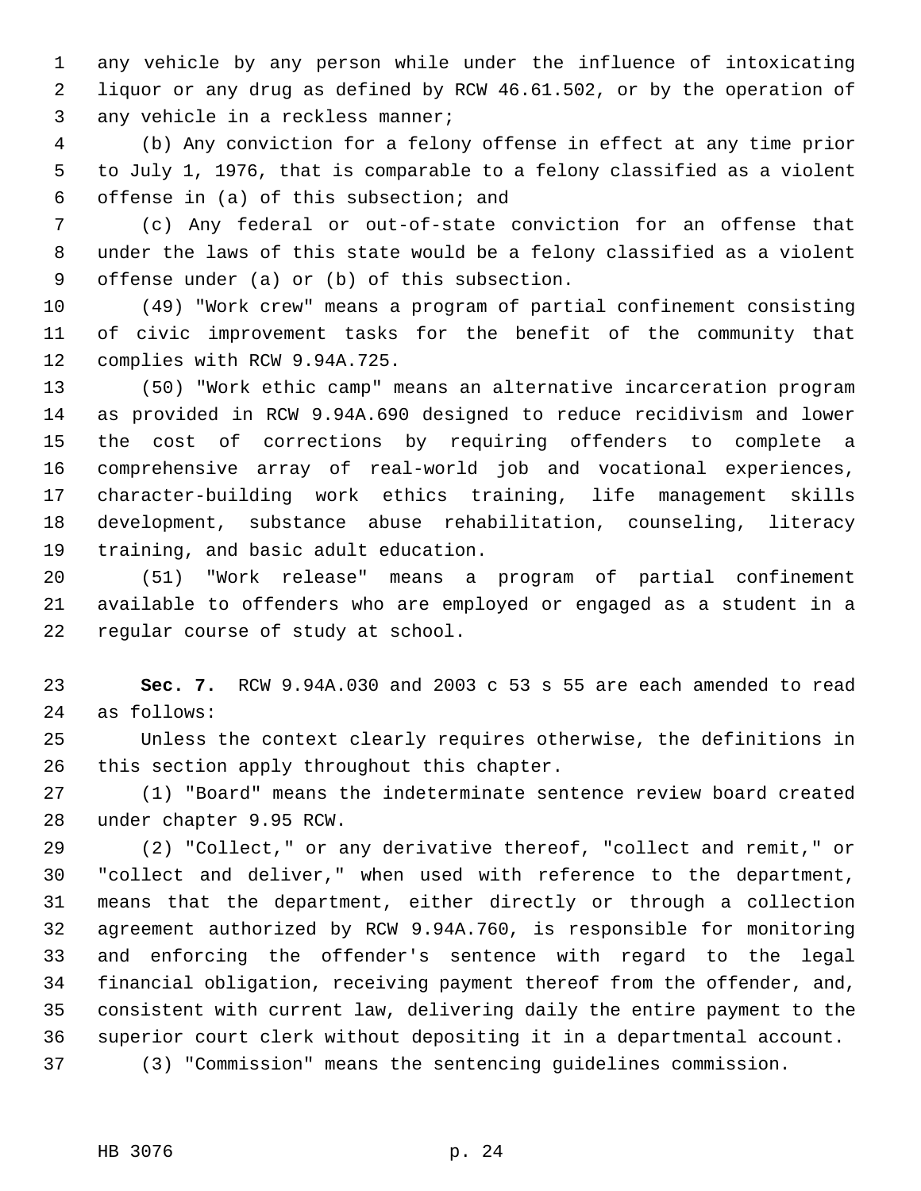any vehicle by any person while under the influence of intoxicating liquor or any drug as defined by RCW 46.61.502, or by the operation of any vehicle in a reckless manner;

(b) Any conviction for a felony offense in effect at any time prior to July 1, 1976, that is comparable to a felony classified as a violent offense in (a) of this subsection; and

(c) Any federal or out-of-state conviction for an offense that under the laws of this state would be a felony classified as a violent offense under (a) or (b) of this subsection.

(49) "Work crew" means a program of partial confinement consisting of civic improvement tasks for the benefit of the community that complies with RCW 9.94A.725.

(50) "Work ethic camp" means an alternative incarceration program as provided in RCW 9.94A.690 designed to reduce recidivism and lower the cost of corrections by requiring offenders to complete a comprehensive array of real-world job and vocational experiences, character-building work ethics training, life management skills development, substance abuse rehabilitation, counseling, literacy training, and basic adult education.

(51) "Work release" means a program of partial confinement available to offenders who are employed or engaged as a student in a regular course of study at school.

**Sec. 7.** RCW 9.94A.030 and 2003 c 53 s 55 are each amended to read as follows:

Unless the context clearly requires otherwise, the definitions in this section apply throughout this chapter.

(1) "Board" means the indeterminate sentence review board created under chapter 9.95 RCW.

(2) "Collect," or any derivative thereof, "collect and remit," or "collect and deliver," when used with reference to the department, means that the department, either directly or through a collection agreement authorized by RCW 9.94A.760, is responsible for monitoring and enforcing the offender's sentence with regard to the legal financial obligation, receiving payment thereof from the offender, and, consistent with current law, delivering daily the entire payment to the superior court clerk without depositing it in a departmental account.

(3) "Commission" means the sentencing guidelines commission.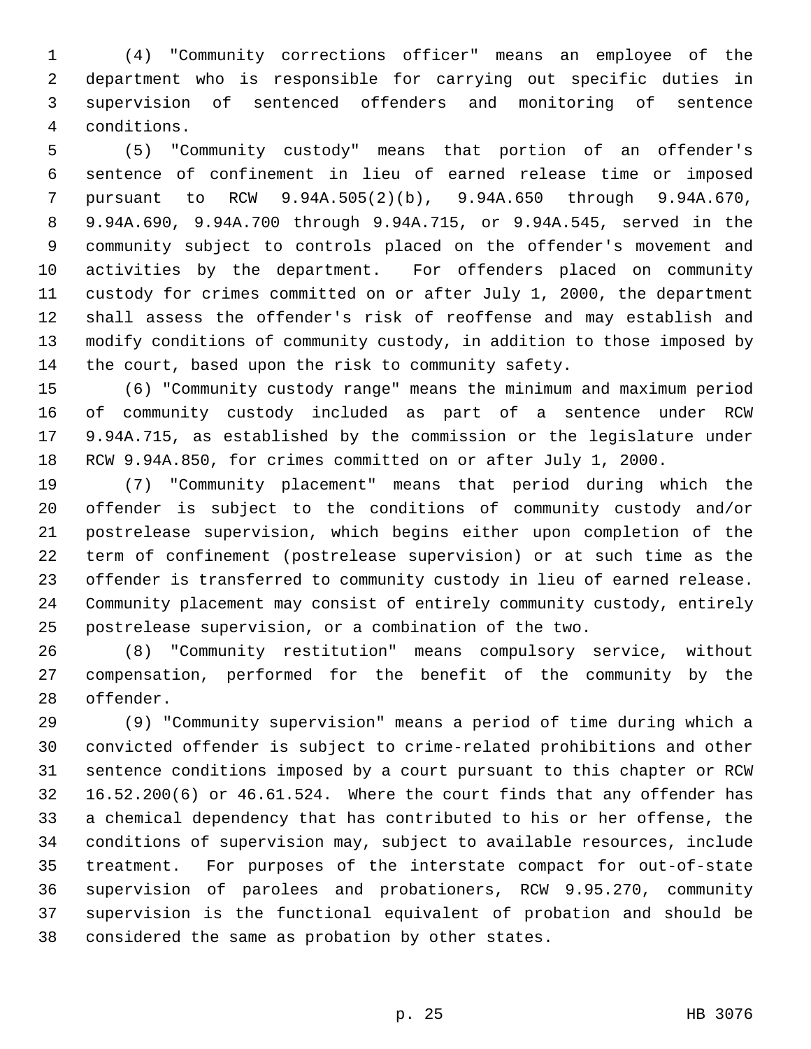(4) "Community corrections officer" means an employee of the department who is responsible for carrying out specific duties in supervision of sentenced offenders and monitoring of sentence conditions.

(5) "Community custody" means that portion of an offender's sentence of confinement in lieu of earned release time or imposed pursuant to RCW 9.94A.505(2)(b), 9.94A.650 through 9.94A.670, 9.94A.690, 9.94A.700 through 9.94A.715, or 9.94A.545, served in the community subject to controls placed on the offender's movement and activities by the department. For offenders placed on community custody for crimes committed on or after July 1, 2000, the department shall assess the offender's risk of reoffense and may establish and modify conditions of community custody, in addition to those imposed by the court, based upon the risk to community safety.

(6) "Community custody range" means the minimum and maximum period of community custody included as part of a sentence under RCW 9.94A.715, as established by the commission or the legislature under RCW 9.94A.850, for crimes committed on or after July 1, 2000.

(7) "Community placement" means that period during which the offender is subject to the conditions of community custody and/or postrelease supervision, which begins either upon completion of the term of confinement (postrelease supervision) or at such time as the offender is transferred to community custody in lieu of earned release. Community placement may consist of entirely community custody, entirely postrelease supervision, or a combination of the two.

(8) "Community restitution" means compulsory service, without compensation, performed for the benefit of the community by the offender.

(9) "Community supervision" means a period of time during which a convicted offender is subject to crime-related prohibitions and other sentence conditions imposed by a court pursuant to this chapter or RCW 16.52.200(6) or 46.61.524. Where the court finds that any offender has a chemical dependency that has contributed to his or her offense, the conditions of supervision may, subject to available resources, include treatment. For purposes of the interstate compact for out-of-state supervision of parolees and probationers, RCW 9.95.270, community supervision is the functional equivalent of probation and should be considered the same as probation by other states.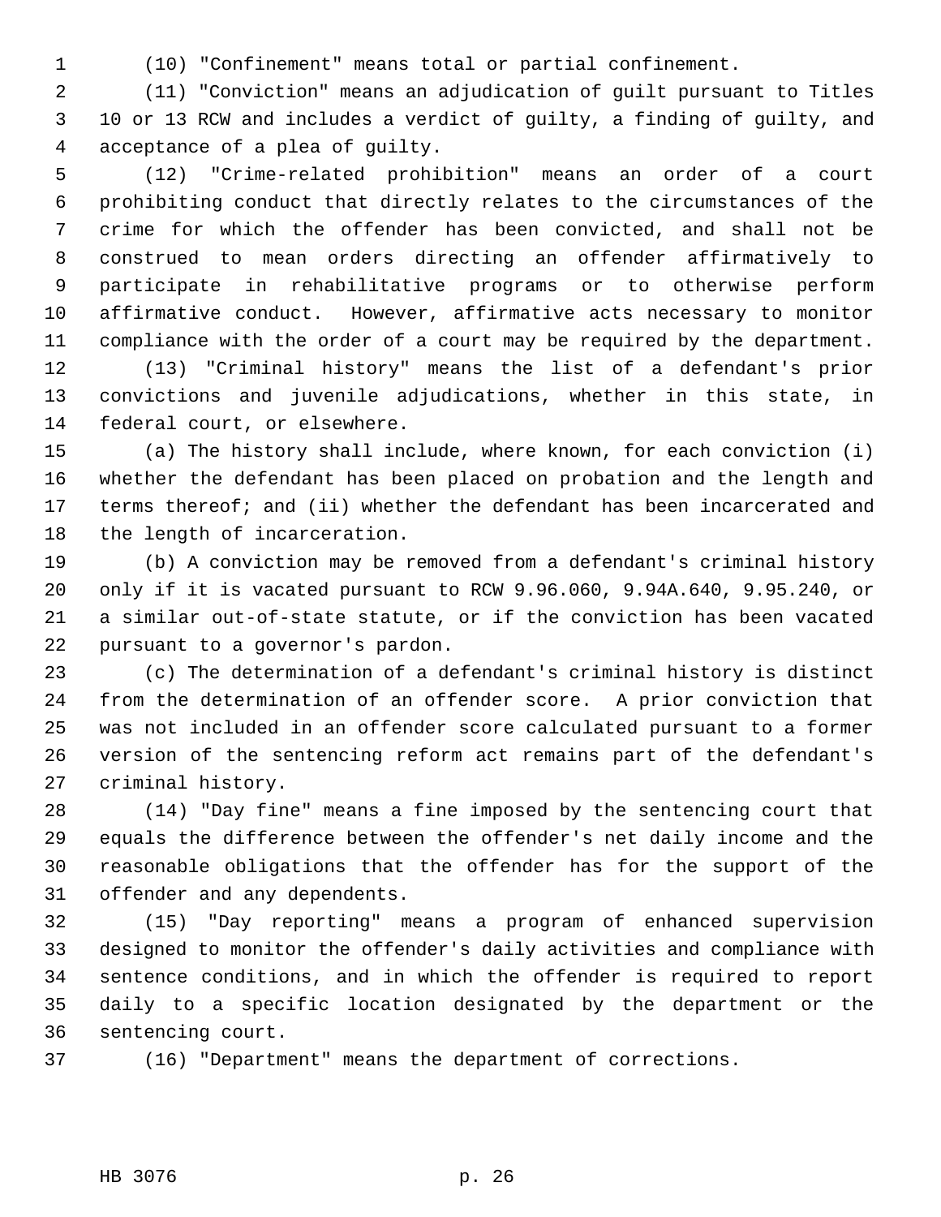(10) "Confinement" means total or partial confinement.

(11) "Conviction" means an adjudication of guilt pursuant to Titles 10 or 13 RCW and includes a verdict of guilty, a finding of guilty, and acceptance of a plea of guilty.

(12) "Crime-related prohibition" means an order of a court prohibiting conduct that directly relates to the circumstances of the crime for which the offender has been convicted, and shall not be construed to mean orders directing an offender affirmatively to participate in rehabilitative programs or to otherwise perform affirmative conduct. However, affirmative acts necessary to monitor compliance with the order of a court may be required by the department.

(13) "Criminal history" means the list of a defendant's prior convictions and juvenile adjudications, whether in this state, in federal court, or elsewhere.

(a) The history shall include, where known, for each conviction (i) whether the defendant has been placed on probation and the length and terms thereof; and (ii) whether the defendant has been incarcerated and the length of incarceration.

(b) A conviction may be removed from a defendant's criminal history only if it is vacated pursuant to RCW 9.96.060, 9.94A.640, 9.95.240, or a similar out-of-state statute, or if the conviction has been vacated pursuant to a governor's pardon.

(c) The determination of a defendant's criminal history is distinct from the determination of an offender score. A prior conviction that was not included in an offender score calculated pursuant to a former version of the sentencing reform act remains part of the defendant's criminal history.

(14) "Day fine" means a fine imposed by the sentencing court that equals the difference between the offender's net daily income and the reasonable obligations that the offender has for the support of the offender and any dependents.

(15) "Day reporting" means a program of enhanced supervision designed to monitor the offender's daily activities and compliance with sentence conditions, and in which the offender is required to report daily to a specific location designated by the department or the sentencing court.

(16) "Department" means the department of corrections.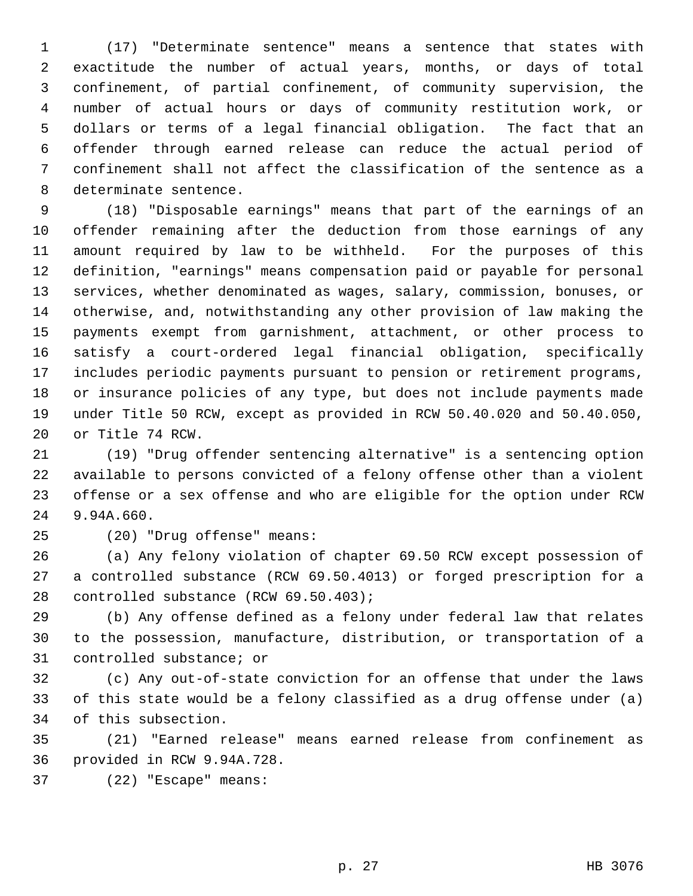(17) "Determinate sentence" means a sentence that states with exactitude the number of actual years, months, or days of total confinement, of partial confinement, of community supervision, the number of actual hours or days of community restitution work, or dollars or terms of a legal financial obligation. The fact that an offender through earned release can reduce the actual period of confinement shall not affect the classification of the sentence as a determinate sentence.

(18) "Disposable earnings" means that part of the earnings of an offender remaining after the deduction from those earnings of any amount required by law to be withheld. For the purposes of this definition, "earnings" means compensation paid or payable for personal services, whether denominated as wages, salary, commission, bonuses, or otherwise, and, notwithstanding any other provision of law making the payments exempt from garnishment, attachment, or other process to satisfy a court-ordered legal financial obligation, specifically includes periodic payments pursuant to pension or retirement programs, or insurance policies of any type, but does not include payments made under Title 50 RCW, except as provided in RCW 50.40.020 and 50.40.050, or Title 74 RCW.

(19) "Drug offender sentencing alternative" is a sentencing option available to persons convicted of a felony offense other than a violent offense or a sex offense and who are eligible for the option under RCW 9.94A.660.

(20) "Drug offense" means:

(a) Any felony violation of chapter 69.50 RCW except possession of a controlled substance (RCW 69.50.4013) or forged prescription for a controlled substance (RCW 69.50.403);

(b) Any offense defined as a felony under federal law that relates to the possession, manufacture, distribution, or transportation of a controlled substance; or

(c) Any out-of-state conviction for an offense that under the laws of this state would be a felony classified as a drug offense under (a) of this subsection.

(21) "Earned release" means earned release from confinement as provided in RCW 9.94A.728.

(22) "Escape" means: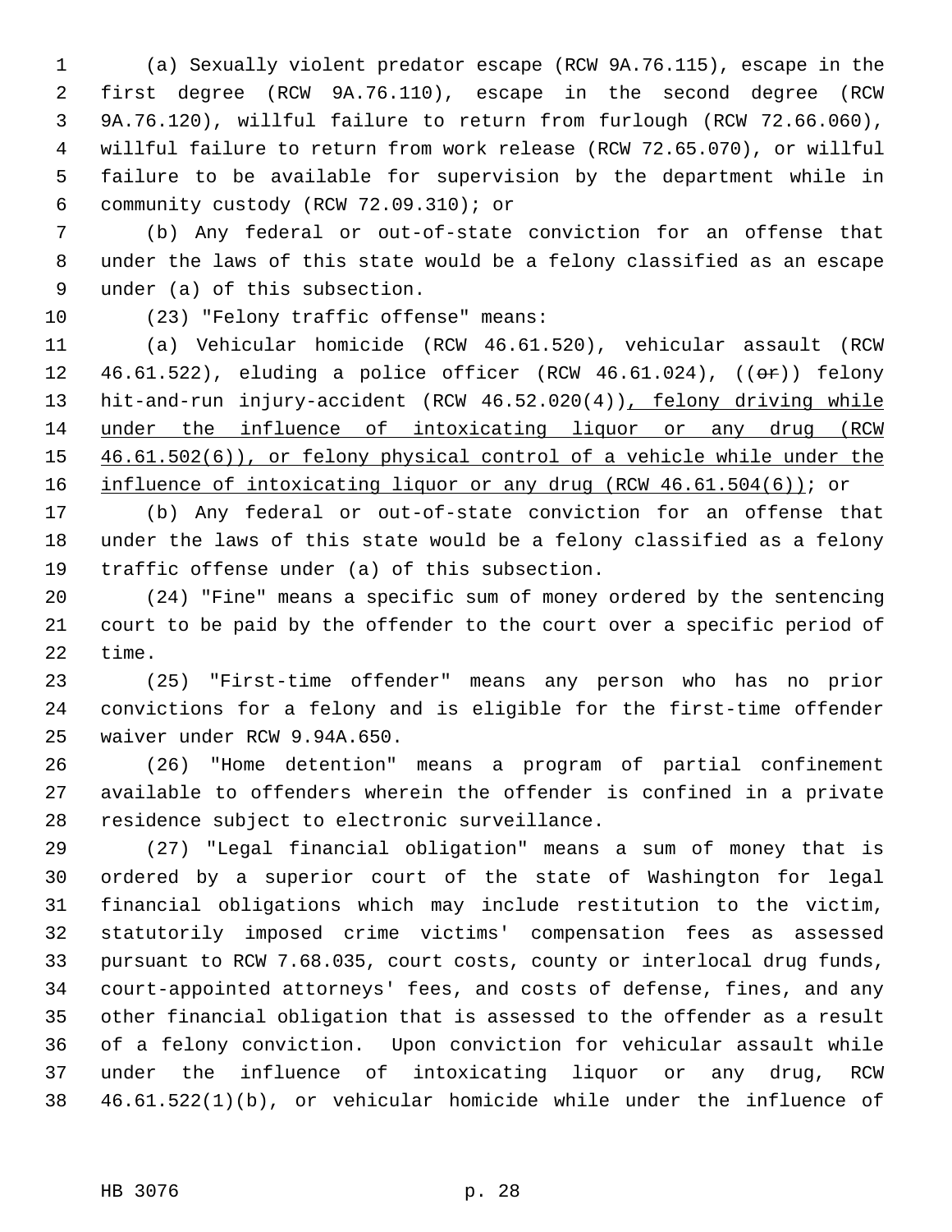(a) Sexually violent predator escape (RCW 9A.76.115), escape in the first degree (RCW 9A.76.110), escape in the second degree (RCW 9A.76.120), willful failure to return from furlough (RCW 72.66.060), willful failure to return from work release (RCW 72.65.070), or willful failure to be available for supervision by the department while in community custody (RCW 72.09.310); or

(b) Any federal or out-of-state conviction for an offense that under the laws of this state would be a felony classified as an escape under (a) of this subsection.

(23) "Felony traffic offense" means:

(a) Vehicular homicide (RCW 46.61.520), vehicular assault (RCW 46.61.522), eluding a police officer (RCW 46.61.024), ((~~or~~)) felony hit-and-run injury-accident (RCW 46.52.020(4))<u>, felony driving while under the influence of intoxicating liquor or any drug (RCW 46.61.502(6)), or felony physical control of a vehicle while under the influence of intoxicating liquor or any drug (RCW 46.61.504(6))</u>; or

(b) Any federal or out-of-state conviction for an offense that under the laws of this state would be a felony classified as a felony traffic offense under (a) of this subsection.

(24) "Fine" means a specific sum of money ordered by the sentencing court to be paid by the offender to the court over a specific period of time.

(25) "First-time offender" means any person who has no prior convictions for a felony and is eligible for the first-time offender waiver under RCW 9.94A.650.

(26) "Home detention" means a program of partial confinement available to offenders wherein the offender is confined in a private residence subject to electronic surveillance.

(27) "Legal financial obligation" means a sum of money that is ordered by a superior court of the state of Washington for legal financial obligations which may include restitution to the victim, statutorily imposed crime victims' compensation fees as assessed pursuant to RCW 7.68.035, court costs, county or interlocal drug funds, court-appointed attorneys' fees, and costs of defense, fines, and any other financial obligation that is assessed to the offender as a result of a felony conviction. Upon conviction for vehicular assault while under the influence of intoxicating liquor or any drug, RCW 46.61.522(1)(b), or vehicular homicide while under the influence of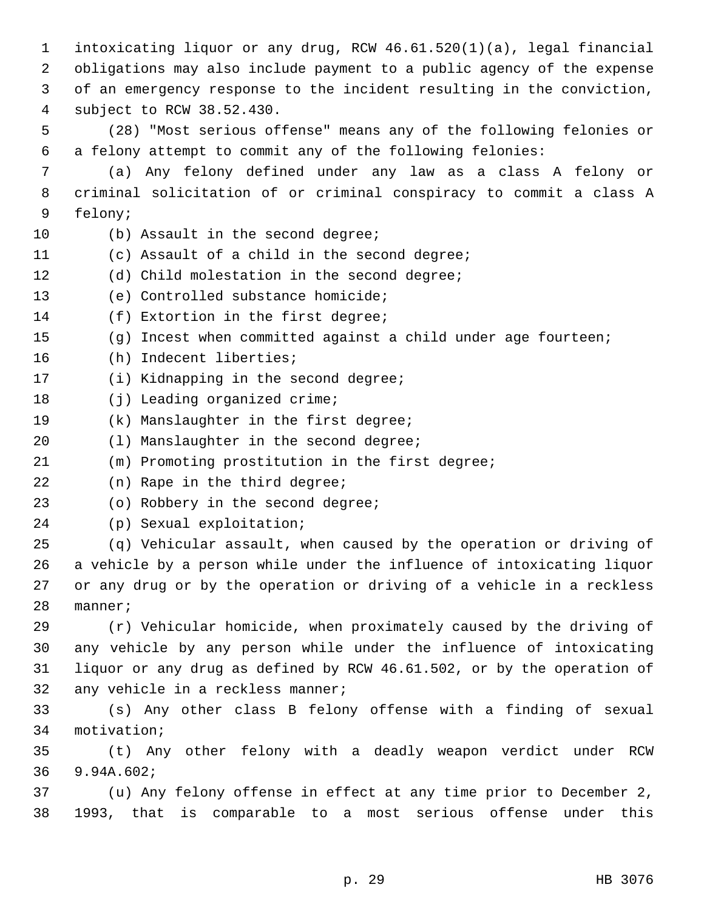intoxicating liquor or any drug, RCW 46.61.520(1)(a), legal financial obligations may also include payment to a public agency of the expense of an emergency response to the incident resulting in the conviction, subject to RCW 38.52.430.

(28) "Most serious offense" means any of the following felonies or a felony attempt to commit any of the following felonies:

(a) Any felony defined under any law as a class A felony or criminal solicitation of or criminal conspiracy to commit a class A felony;

(b) Assault in the second degree;

(c) Assault of a child in the second degree;

(d) Child molestation in the second degree;

(e) Controlled substance homicide;

(f) Extortion in the first degree;

(g) Incest when committed against a child under age fourteen;

(h) Indecent liberties;

(i) Kidnapping in the second degree;

(j) Leading organized crime;

(k) Manslaughter in the first degree;

(l) Manslaughter in the second degree;

(m) Promoting prostitution in the first degree;

(n) Rape in the third degree;

(o) Robbery in the second degree;

(p) Sexual exploitation;

(q) Vehicular assault, when caused by the operation or driving of a vehicle by a person while under the influence of intoxicating liquor or any drug or by the operation or driving of a vehicle in a reckless manner;

(r) Vehicular homicide, when proximately caused by the driving of any vehicle by any person while under the influence of intoxicating liquor or any drug as defined by RCW 46.61.502, or by the operation of any vehicle in a reckless manner;

(s) Any other class B felony offense with a finding of sexual motivation;

(t) Any other felony with a deadly weapon verdict under RCW 9.94A.602;

(u) Any felony offense in effect at any time prior to December 2, 1993, that is comparable to a most serious offense under this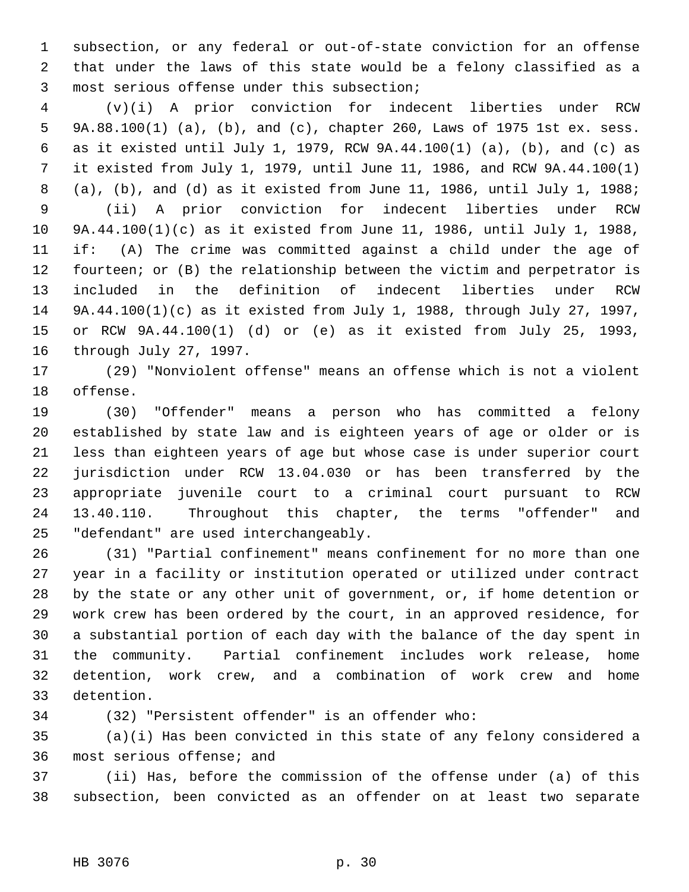subsection, or any federal or out-of-state conviction for an offense that under the laws of this state would be a felony classified as a most serious offense under this subsection;

(v)(i) A prior conviction for indecent liberties under RCW 9A.88.100(1) (a), (b), and (c), chapter 260, Laws of 1975 1st ex. sess. as it existed until July 1, 1979, RCW 9A.44.100(1) (a), (b), and (c) as it existed from July 1, 1979, until June 11, 1986, and RCW 9A.44.100(1) (a), (b), and (d) as it existed from June 11, 1986, until July 1, 1988;

(ii) A prior conviction for indecent liberties under RCW 9A.44.100(1)(c) as it existed from June 11, 1986, until July 1, 1988, if: (A) The crime was committed against a child under the age of fourteen; or (B) the relationship between the victim and perpetrator is included in the definition of indecent liberties under RCW 9A.44.100(1)(c) as it existed from July 1, 1988, through July 27, 1997, or RCW 9A.44.100(1) (d) or (e) as it existed from July 25, 1993, through July 27, 1997.

(29) "Nonviolent offense" means an offense which is not a violent offense.

(30) "Offender" means a person who has committed a felony established by state law and is eighteen years of age or older or is less than eighteen years of age but whose case is under superior court jurisdiction under RCW 13.04.030 or has been transferred by the appropriate juvenile court to a criminal court pursuant to RCW 13.40.110. Throughout this chapter, the terms "offender" and "defendant" are used interchangeably.

(31) "Partial confinement" means confinement for no more than one year in a facility or institution operated or utilized under contract by the state or any other unit of government, or, if home detention or work crew has been ordered by the court, in an approved residence, for a substantial portion of each day with the balance of the day spent in the community. Partial confinement includes work release, home detention, work crew, and a combination of work crew and home detention.

(32) "Persistent offender" is an offender who:

(a)(i) Has been convicted in this state of any felony considered a most serious offense; and

(ii) Has, before the commission of the offense under (a) of this subsection, been convicted as an offender on at least two separate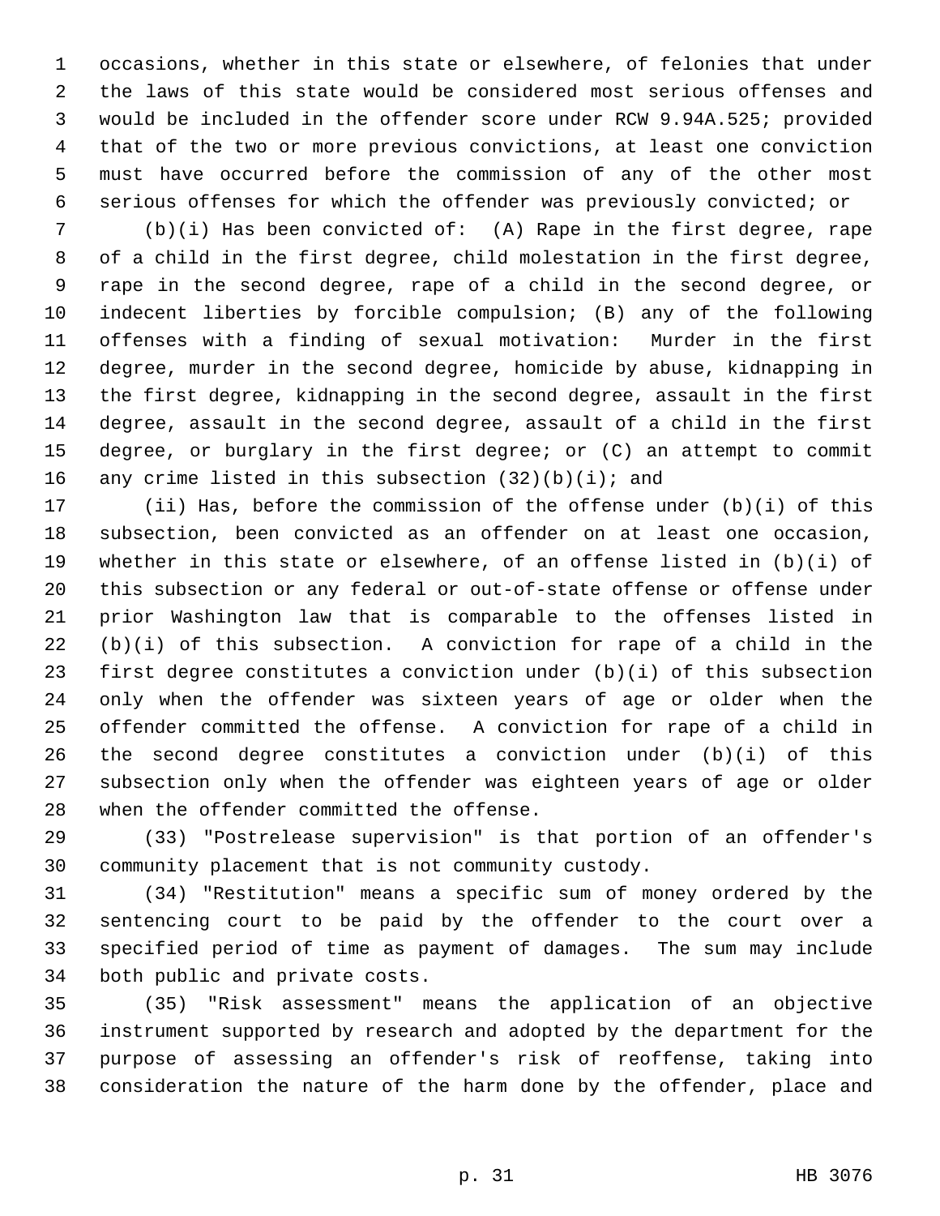occasions, whether in this state or elsewhere, of felonies that under the laws of this state would be considered most serious offenses and would be included in the offender score under RCW 9.94A.525; provided that of the two or more previous convictions, at least one conviction must have occurred before the commission of any of the other most serious offenses for which the offender was previously convicted; or

(b)(i) Has been convicted of: (A) Rape in the first degree, rape of a child in the first degree, child molestation in the first degree, rape in the second degree, rape of a child in the second degree, or indecent liberties by forcible compulsion; (B) any of the following offenses with a finding of sexual motivation: Murder in the first degree, murder in the second degree, homicide by abuse, kidnapping in the first degree, kidnapping in the second degree, assault in the first degree, assault in the second degree, assault of a child in the first degree, or burglary in the first degree; or (C) an attempt to commit any crime listed in this subsection (32)(b)(i); and

(ii) Has, before the commission of the offense under (b)(i) of this subsection, been convicted as an offender on at least one occasion, whether in this state or elsewhere, of an offense listed in (b)(i) of this subsection or any federal or out-of-state offense or offense under prior Washington law that is comparable to the offenses listed in (b)(i) of this subsection. A conviction for rape of a child in the first degree constitutes a conviction under (b)(i) of this subsection only when the offender was sixteen years of age or older when the offender committed the offense. A conviction for rape of a child in the second degree constitutes a conviction under (b)(i) of this subsection only when the offender was eighteen years of age or older when the offender committed the offense.

(33) "Postrelease supervision" is that portion of an offender's community placement that is not community custody.

(34) "Restitution" means a specific sum of money ordered by the sentencing court to be paid by the offender to the court over a specified period of time as payment of damages. The sum may include both public and private costs.

(35) "Risk assessment" means the application of an objective instrument supported by research and adopted by the department for the purpose of assessing an offender's risk of reoffense, taking into consideration the nature of the harm done by the offender, place and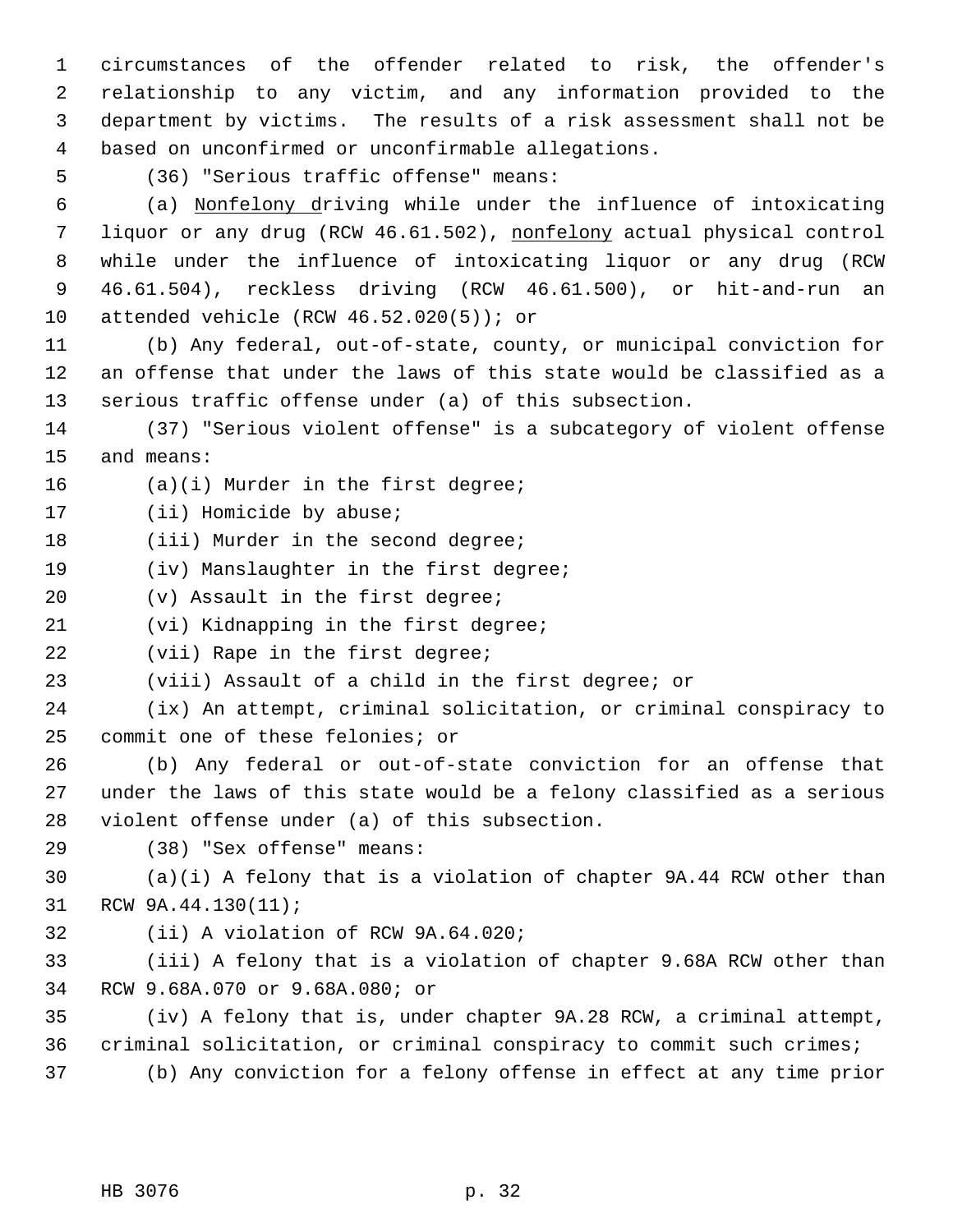circumstances of the offender related to risk, the offender's relationship to any victim, and any information provided to the department by victims. The results of a risk assessment shall not be based on unconfirmed or unconfirmable allegations.

(36) "Serious traffic offense" means:

(a) Nonfelony driving while under the influence of intoxicating liquor or any drug (RCW 46.61.502), nonfelony actual physical control while under the influence of intoxicating liquor or any drug (RCW 46.61.504), reckless driving (RCW 46.61.500), or hit-and-run an attended vehicle (RCW 46.52.020(5)); or

(b) Any federal, out-of-state, county, or municipal conviction for an offense that under the laws of this state would be classified as a serious traffic offense under (a) of this subsection.

(37) "Serious violent offense" is a subcategory of violent offense and means:

(a)(i) Murder in the first degree;

(ii) Homicide by abuse;

(iii) Murder in the second degree;

(iv) Manslaughter in the first degree;

(v) Assault in the first degree;

(vi) Kidnapping in the first degree;

(vii) Rape in the first degree;

(viii) Assault of a child in the first degree; or

(ix) An attempt, criminal solicitation, or criminal conspiracy to commit one of these felonies; or

(b) Any federal or out-of-state conviction for an offense that under the laws of this state would be a felony classified as a serious violent offense under (a) of this subsection.

(38) "Sex offense" means:

(a)(i) A felony that is a violation of chapter 9A.44 RCW other than RCW 9A.44.130(11);

(ii) A violation of RCW 9A.64.020;

(iii) A felony that is a violation of chapter 9.68A RCW other than RCW 9.68A.070 or 9.68A.080; or

(iv) A felony that is, under chapter 9A.28 RCW, a criminal attempt, criminal solicitation, or criminal conspiracy to commit such crimes;

(b) Any conviction for a felony offense in effect at any time prior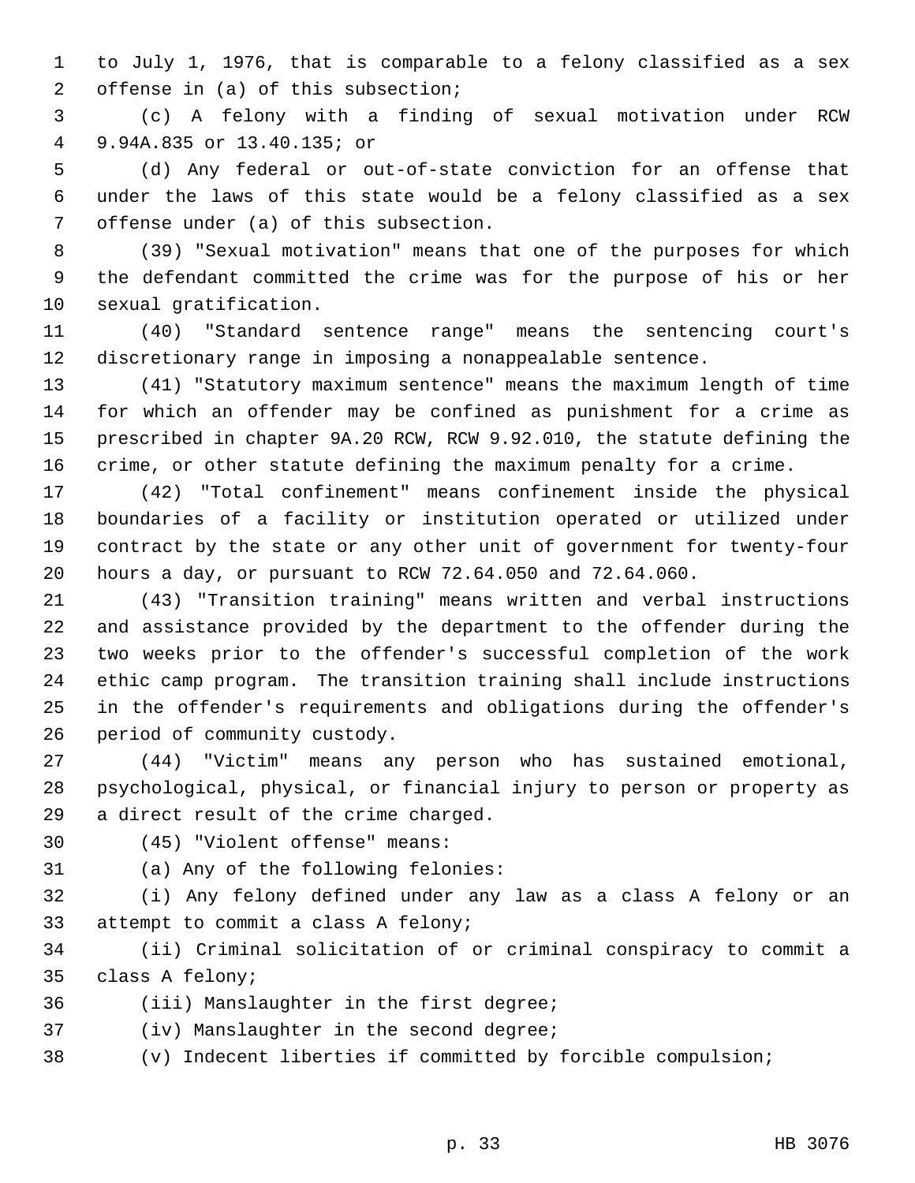to July 1, 1976, that is comparable to a felony classified as a sex offense in (a) of this subsection;

(c) A felony with a finding of sexual motivation under RCW 9.94A.835 or 13.40.135; or

(d) Any federal or out-of-state conviction for an offense that under the laws of this state would be a felony classified as a sex offense under (a) of this subsection.

(39) "Sexual motivation" means that one of the purposes for which the defendant committed the crime was for the purpose of his or her sexual gratification.

(40) "Standard sentence range" means the sentencing court's discretionary range in imposing a nonappealable sentence.

(41) "Statutory maximum sentence" means the maximum length of time for which an offender may be confined as punishment for a crime as prescribed in chapter 9A.20 RCW, RCW 9.92.010, the statute defining the crime, or other statute defining the maximum penalty for a crime.

(42) "Total confinement" means confinement inside the physical boundaries of a facility or institution operated or utilized under contract by the state or any other unit of government for twenty-four hours a day, or pursuant to RCW 72.64.050 and 72.64.060.

(43) "Transition training" means written and verbal instructions and assistance provided by the department to the offender during the two weeks prior to the offender's successful completion of the work ethic camp program. The transition training shall include instructions in the offender's requirements and obligations during the offender's period of community custody.

(44) "Victim" means any person who has sustained emotional, psychological, physical, or financial injury to person or property as a direct result of the crime charged.

(45) "Violent offense" means:

(a) Any of the following felonies:

(i) Any felony defined under any law as a class A felony or an attempt to commit a class A felony;

(ii) Criminal solicitation of or criminal conspiracy to commit a class A felony;

(iii) Manslaughter in the first degree;

(iv) Manslaughter in the second degree;

(v) Indecent liberties if committed by forcible compulsion;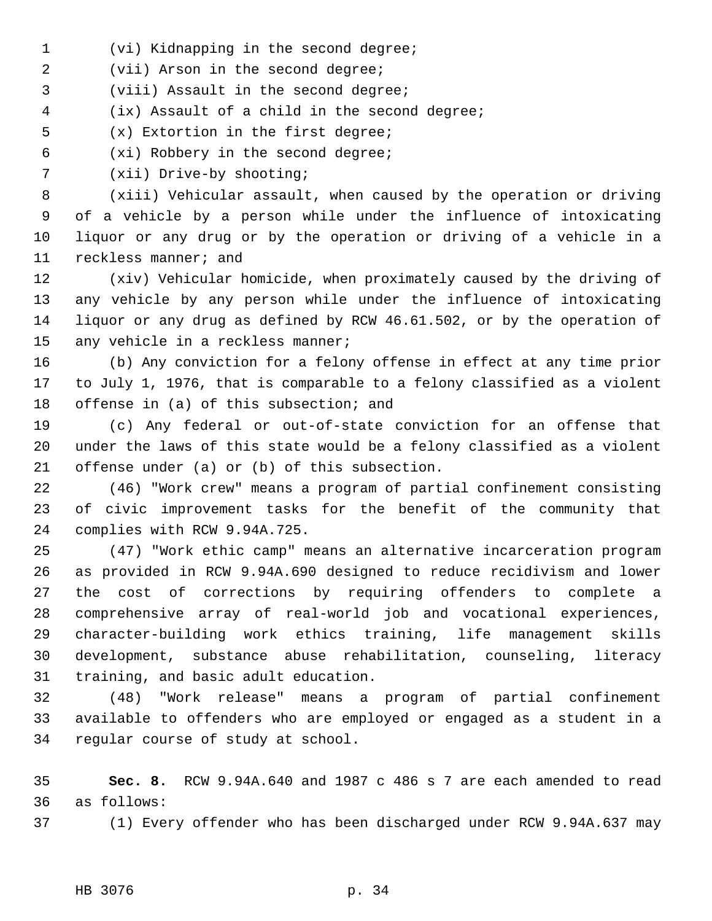(vi) Kidnapping in the second degree;

(vii) Arson in the second degree;

(viii) Assault in the second degree;

(ix) Assault of a child in the second degree;

(x) Extortion in the first degree;

(xi) Robbery in the second degree;

(xii) Drive-by shooting;

(xiii) Vehicular assault, when caused by the operation or driving of a vehicle by a person while under the influence of intoxicating liquor or any drug or by the operation or driving of a vehicle in a reckless manner; and

(xiv) Vehicular homicide, when proximately caused by the driving of any vehicle by any person while under the influence of intoxicating liquor or any drug as defined by RCW 46.61.502, or by the operation of any vehicle in a reckless manner;

(b) Any conviction for a felony offense in effect at any time prior to July 1, 1976, that is comparable to a felony classified as a violent offense in (a) of this subsection; and

(c) Any federal or out-of-state conviction for an offense that under the laws of this state would be a felony classified as a violent offense under (a) or (b) of this subsection.

(46) "Work crew" means a program of partial confinement consisting of civic improvement tasks for the benefit of the community that complies with RCW 9.94A.725.

(47) "Work ethic camp" means an alternative incarceration program as provided in RCW 9.94A.690 designed to reduce recidivism and lower the cost of corrections by requiring offenders to complete a comprehensive array of real-world job and vocational experiences, character-building work ethics training, life management skills development, substance abuse rehabilitation, counseling, literacy training, and basic adult education.

(48) "Work release" means a program of partial confinement available to offenders who are employed or engaged as a student in a regular course of study at school.

**Sec. 8.** RCW 9.94A.640 and 1987 c 486 s 7 are each amended to read as follows:

(1) Every offender who has been discharged under RCW 9.94A.637 may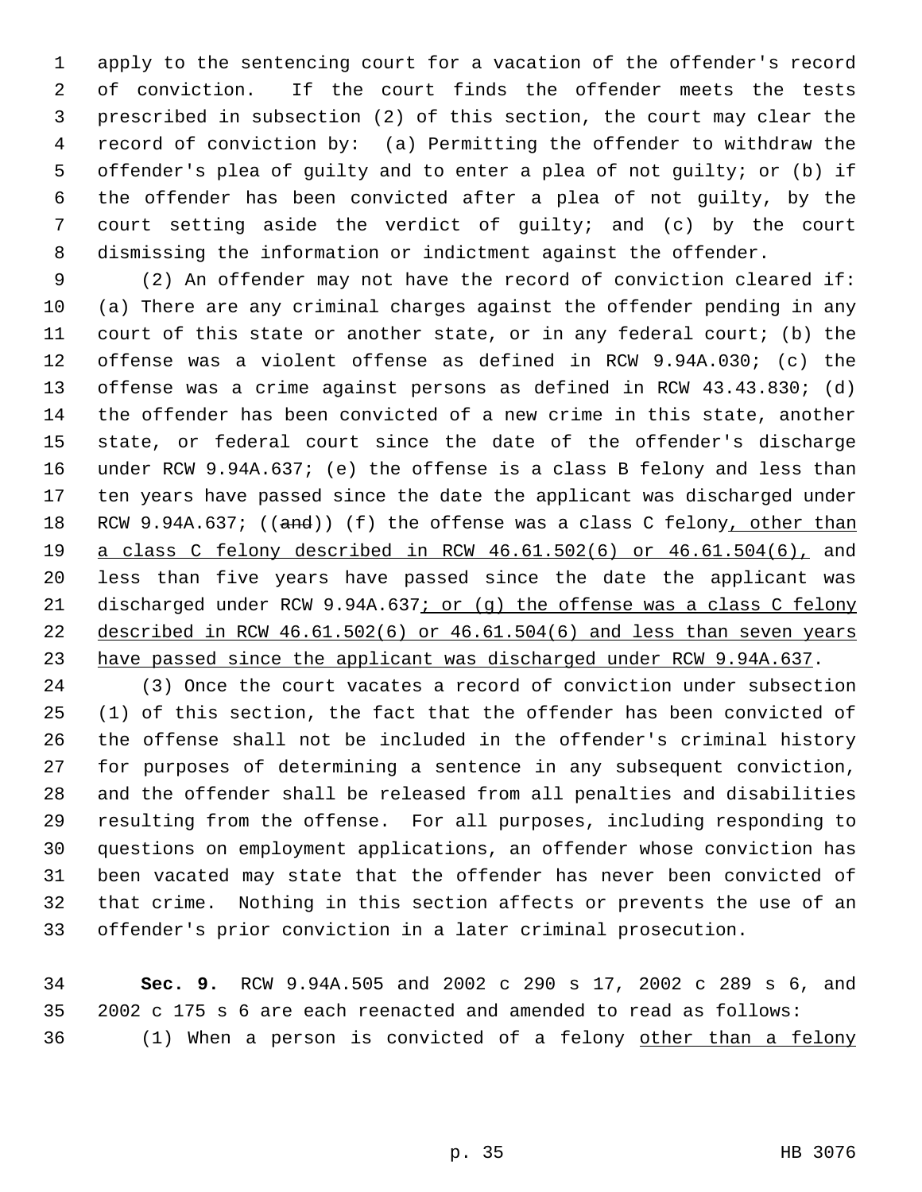apply to the sentencing court for a vacation of the offender's record of conviction. If the court finds the offender meets the tests prescribed in subsection (2) of this section, the court may clear the record of conviction by: (a) Permitting the offender to withdraw the offender's plea of guilty and to enter a plea of not guilty; or (b) if the offender has been convicted after a plea of not guilty, by the court setting aside the verdict of guilty; and (c) by the court dismissing the information or indictment against the offender.

(2) An offender may not have the record of conviction cleared if: (a) There are any criminal charges against the offender pending in any court of this state or another state, or in any federal court; (b) the offense was a violent offense as defined in RCW 9.94A.030; (c) the offense was a crime against persons as defined in RCW 43.43.830; (d) the offender has been convicted of a new crime in this state, another state, or federal court since the date of the offender's discharge under RCW 9.94A.637; (e) the offense is a class B felony and less than ten years have passed since the date the applicant was discharged under RCW 9.94A.637; ((~~and~~)) (f) the offense was a class C felony<u>, other than a class C felony described in RCW 46.61.502(6) or 46.61.504(6),</u> and less than five years have passed since the date the applicant was discharged under RCW 9.94A.637<u>; or (g) the offense was a class C felony described in RCW 46.61.502(6) or 46.61.504(6) and less than seven years have passed since the applicant was discharged under RCW 9.94A.637</u>.

(3) Once the court vacates a record of conviction under subsection (1) of this section, the fact that the offender has been convicted of the offense shall not be included in the offender's criminal history for purposes of determining a sentence in any subsequent conviction, and the offender shall be released from all penalties and disabilities resulting from the offense. For all purposes, including responding to questions on employment applications, an offender whose conviction has been vacated may state that the offender has never been convicted of that crime. Nothing in this section affects or prevents the use of an offender's prior conviction in a later criminal prosecution.

**Sec. 9.** RCW 9.94A.505 and 2002 c 290 s 17, 2002 c 289 s 6, and 2002 c 175 s 6 are each reenacted and amended to read as follows:

(1) When a person is convicted of a felony <u>other than a felony</u>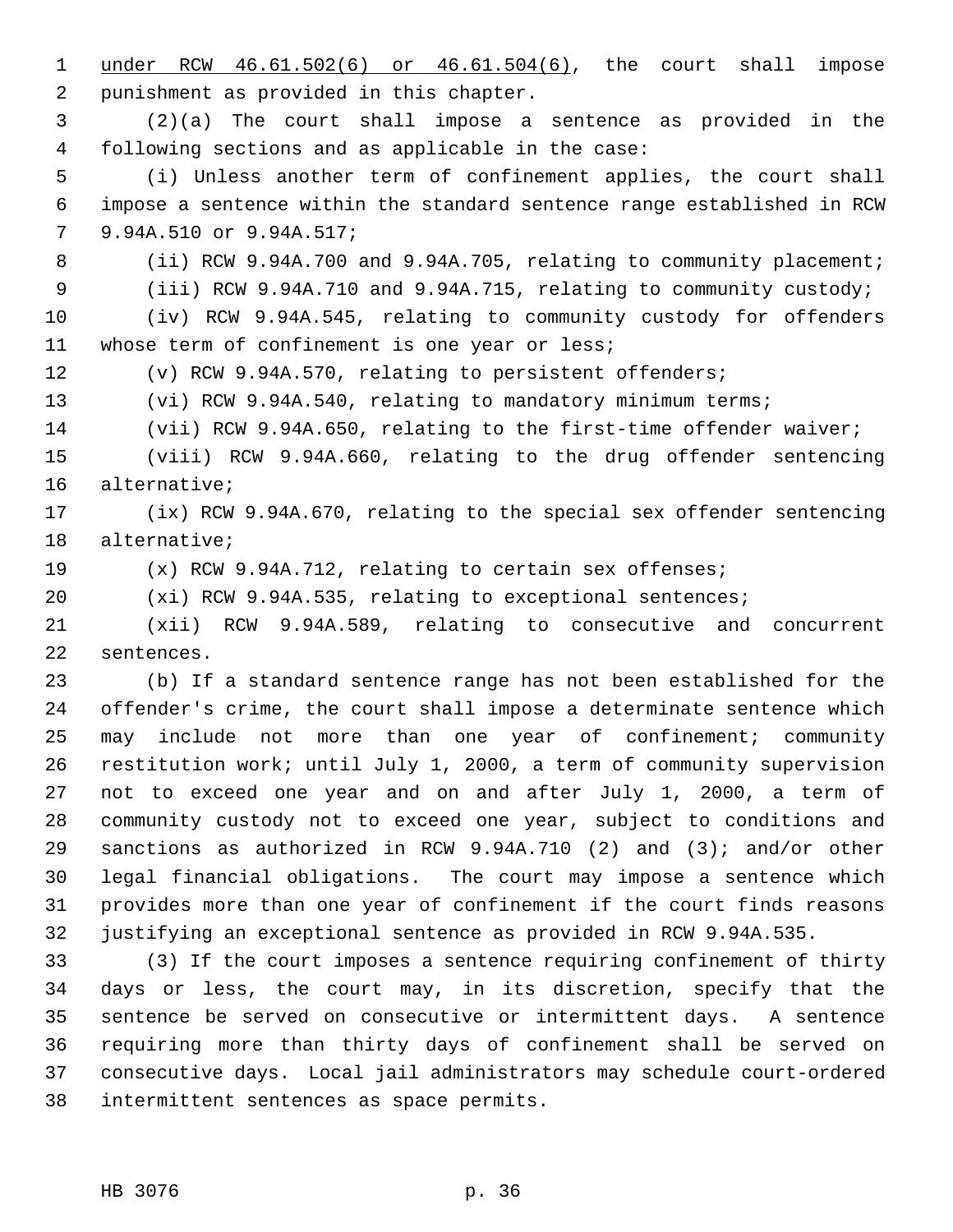under RCW 46.61.502(6) or 46.61.504(6), the court shall impose punishment as provided in this chapter.

(2)(a) The court shall impose a sentence as provided in the following sections and as applicable in the case:

(i) Unless another term of confinement applies, the court shall impose a sentence within the standard sentence range established in RCW 9.94A.510 or 9.94A.517;

(ii) RCW 9.94A.700 and 9.94A.705, relating to community placement;

(iii) RCW 9.94A.710 and 9.94A.715, relating to community custody;

(iv) RCW 9.94A.545, relating to community custody for offenders whose term of confinement is one year or less;

(v) RCW 9.94A.570, relating to persistent offenders;

(vi) RCW 9.94A.540, relating to mandatory minimum terms;

(vii) RCW 9.94A.650, relating to the first-time offender waiver;

(viii) RCW 9.94A.660, relating to the drug offender sentencing alternative;

(ix) RCW 9.94A.670, relating to the special sex offender sentencing alternative;

(x) RCW 9.94A.712, relating to certain sex offenses;

(xi) RCW 9.94A.535, relating to exceptional sentences;

(xii) RCW 9.94A.589, relating to consecutive and concurrent sentences.

(b) If a standard sentence range has not been established for the offender's crime, the court shall impose a determinate sentence which may include not more than one year of confinement; community restitution work; until July 1, 2000, a term of community supervision not to exceed one year and on and after July 1, 2000, a term of community custody not to exceed one year, subject to conditions and sanctions as authorized in RCW 9.94A.710 (2) and (3); and/or other legal financial obligations. The court may impose a sentence which provides more than one year of confinement if the court finds reasons justifying an exceptional sentence as provided in RCW 9.94A.535.

(3) If the court imposes a sentence requiring confinement of thirty days or less, the court may, in its discretion, specify that the sentence be served on consecutive or intermittent days. A sentence requiring more than thirty days of confinement shall be served on consecutive days. Local jail administrators may schedule court-ordered intermittent sentences as space permits.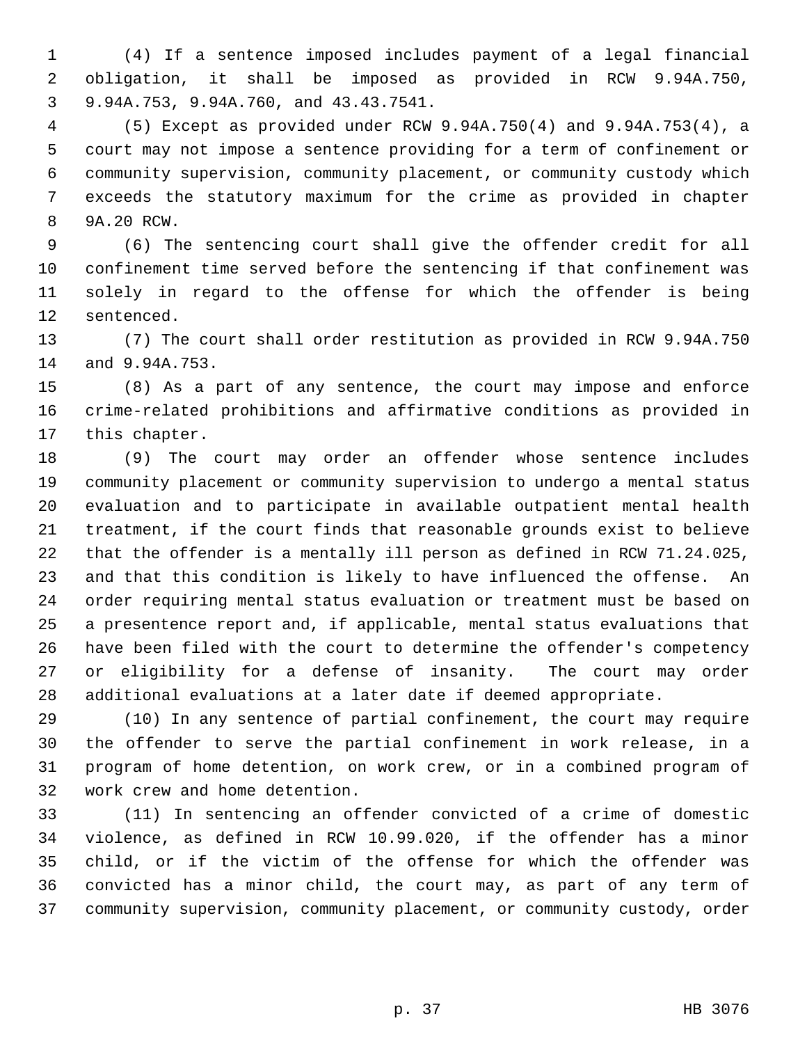(4) If a sentence imposed includes payment of a legal financial obligation, it shall be imposed as provided in RCW 9.94A.750, 9.94A.753, 9.94A.760, and 43.43.7541.

(5) Except as provided under RCW 9.94A.750(4) and 9.94A.753(4), a court may not impose a sentence providing for a term of confinement or community supervision, community placement, or community custody which exceeds the statutory maximum for the crime as provided in chapter 9A.20 RCW.

(6) The sentencing court shall give the offender credit for all confinement time served before the sentencing if that confinement was solely in regard to the offense for which the offender is being sentenced.

(7) The court shall order restitution as provided in RCW 9.94A.750 and 9.94A.753.

(8) As a part of any sentence, the court may impose and enforce crime-related prohibitions and affirmative conditions as provided in this chapter.

(9) The court may order an offender whose sentence includes community placement or community supervision to undergo a mental status evaluation and to participate in available outpatient mental health treatment, if the court finds that reasonable grounds exist to believe that the offender is a mentally ill person as defined in RCW 71.24.025, and that this condition is likely to have influenced the offense. An order requiring mental status evaluation or treatment must be based on a presentence report and, if applicable, mental status evaluations that have been filed with the court to determine the offender's competency or eligibility for a defense of insanity. The court may order additional evaluations at a later date if deemed appropriate.

(10) In any sentence of partial confinement, the court may require the offender to serve the partial confinement in work release, in a program of home detention, on work crew, or in a combined program of work crew and home detention.

(11) In sentencing an offender convicted of a crime of domestic violence, as defined in RCW 10.99.020, if the offender has a minor child, or if the victim of the offense for which the offender was convicted has a minor child, the court may, as part of any term of community supervision, community placement, or community custody, order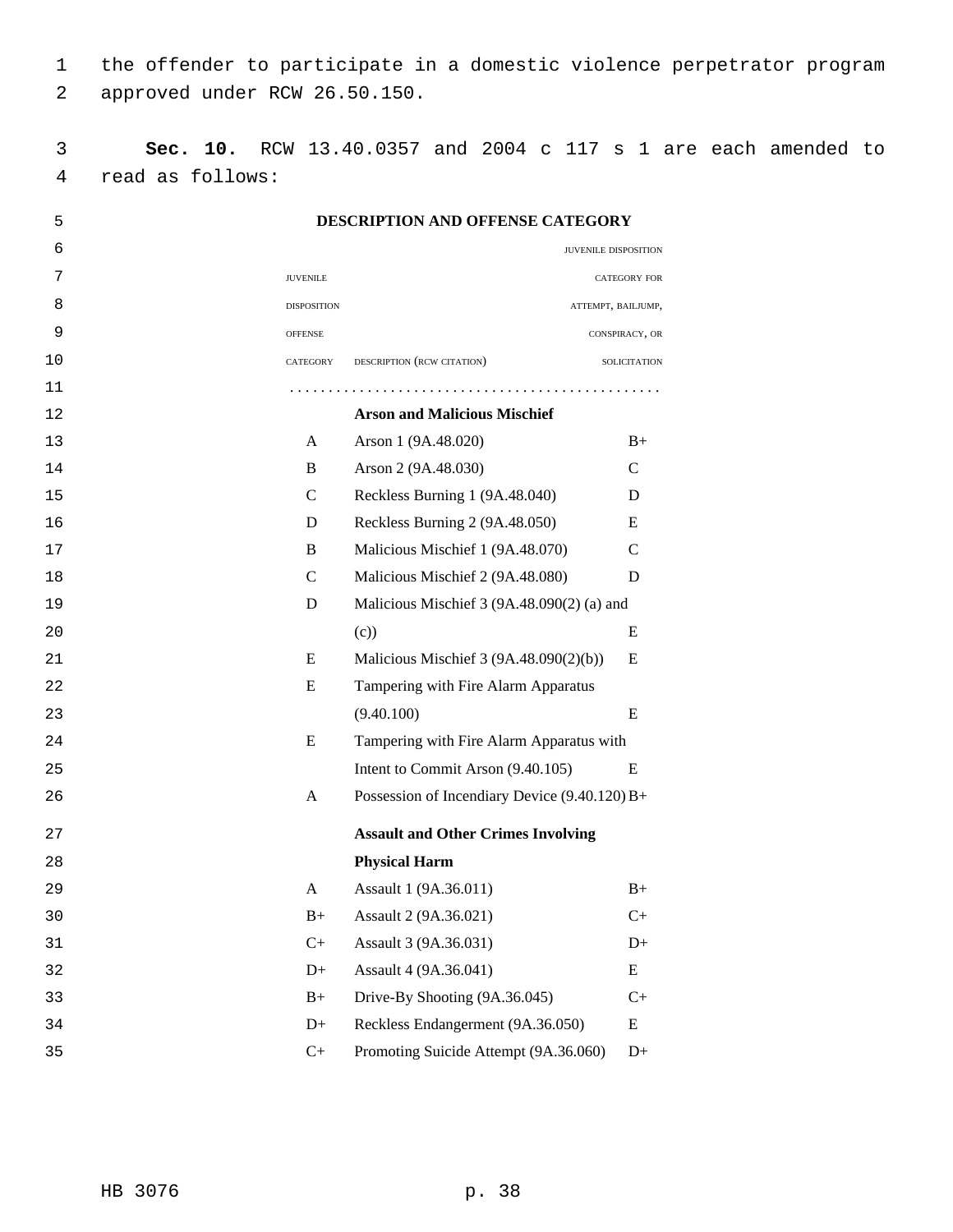the offender to participate in a domestic violence perpetrator program approved under RCW 26.50.150.

**Sec. 10.** RCW 13.40.0357 and 2004 c 117 s 1 are each amended to read as follows:

**DESCRIPTION AND OFFENSE CATEGORY**

| JUVENILE DISPOSITION OFFENSE CATEGORY | DESCRIPTION (RCW CITATION) | JUVENILE DISPOSITION CATEGORY FOR ATTEMPT, BAILJUMP, CONSPIRACY, OR SOLICITATION |
|---|---|---|
| | ............................................... | |
| | **Arson and Malicious Mischief** | |
| A | Arson 1 (9A.48.020) | B+ |
| B | Arson 2 (9A.48.030) | C |
| C | Reckless Burning 1 (9A.48.040) | D |
| D | Reckless Burning 2 (9A.48.050) | E |
| B | Malicious Mischief 1 (9A.48.070) | C |
| C | Malicious Mischief 2 (9A.48.080) | D |
| D | Malicious Mischief 3 (9A.48.090(2) (a) and (c)) | E |
| E | Malicious Mischief 3 (9A.48.090(2)(b)) | E |
| E | Tampering with Fire Alarm Apparatus (9.40.100) | E |
| E | Tampering with Fire Alarm Apparatus with Intent to Commit Arson (9.40.105) | E |
| A | Possession of Incendiary Device (9.40.120) | B+ |
| | **Assault and Other Crimes Involving Physical Harm** | |
| A | Assault 1 (9A.36.011) | B+ |
| B+ | Assault 2 (9A.36.021) | C+ |
| C+ | Assault 3 (9A.36.031) | D+ |
| D+ | Assault 4 (9A.36.041) | E |
| B+ | Drive-By Shooting (9A.36.045) | C+ |
| D+ | Reckless Endangerment (9A.36.050) | E |
| C+ | Promoting Suicide Attempt (9A.36.060) | D+ |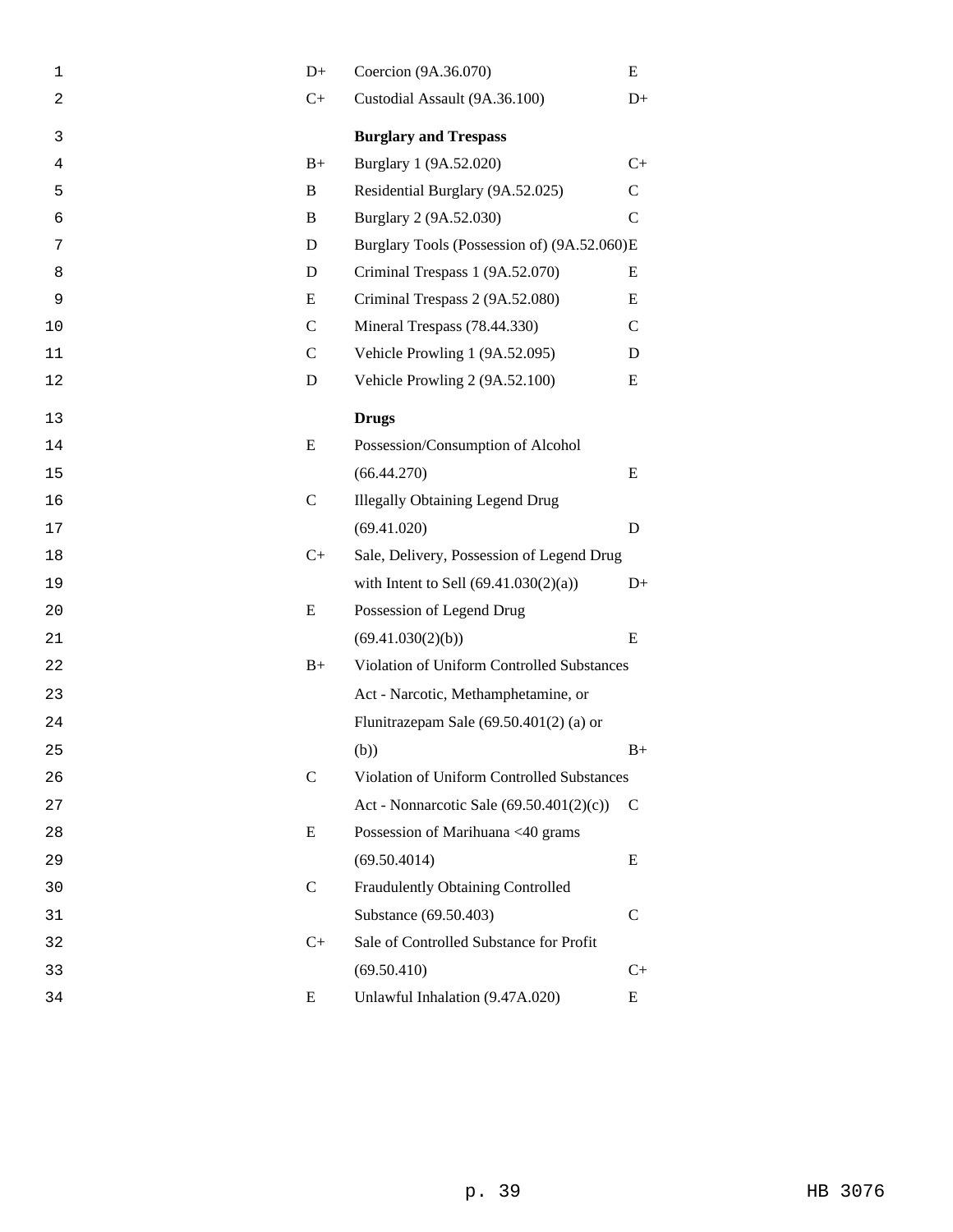| | | |
|---|---|---|
| D+ | Coercion (9A.36.070) | E |
| C+ | Custodial Assault (9A.36.100) | D+ |
| | **Burglary and Trespass** | |
| B+ | Burglary 1 (9A.52.020) | C+ |
| B | Residential Burglary (9A.52.025) | C |
| B | Burglary 2 (9A.52.030) | C |
| D | Burglary Tools (Possession of) (9A.52.060) | E |
| D | Criminal Trespass 1 (9A.52.070) | E |
| E | Criminal Trespass 2 (9A.52.080) | E |
| C | Mineral Trespass (78.44.330) | C |
| C | Vehicle Prowling 1 (9A.52.095) | D |
| D | Vehicle Prowling 2 (9A.52.100) | E |
| | **Drugs** | |
| E | Possession/Consumption of Alcohol (66.44.270) | E |
| C | Illegally Obtaining Legend Drug (69.41.020) | D |
| C+ | Sale, Delivery, Possession of Legend Drug with Intent to Sell (69.41.030(2)(a)) | D+ |
| E | Possession of Legend Drug (69.41.030(2)(b)) | E |
| B+ | Violation of Uniform Controlled Substances Act - Narcotic, Methamphetamine, or Flunitrazepam Sale (69.50.401(2) (a) or (b)) | B+ |
| C | Violation of Uniform Controlled Substances Act - Nonnarcotic Sale (69.50.401(2)(c)) | C |
| E | Possession of Marihuana <40 grams (69.50.4014) | E |
| C | Fraudulently Obtaining Controlled Substance (69.50.403) | C |
| C+ | Sale of Controlled Substance for Profit (69.50.410) | C+ |
| E | Unlawful Inhalation (9.47A.020) | E |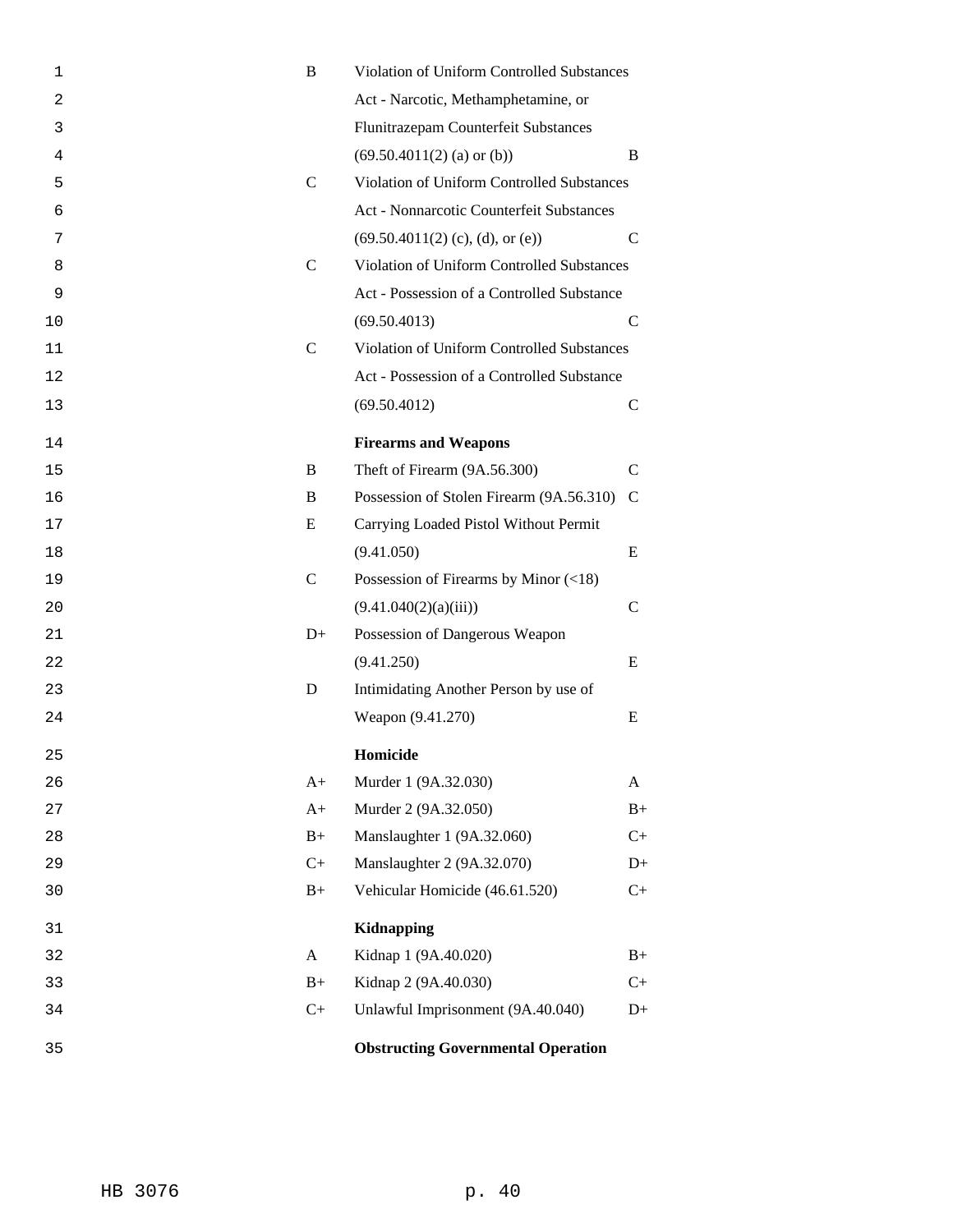| | | |
|---|---|---|
| B | Violation of Uniform Controlled Substances Act - Narcotic, Methamphetamine, or Flunitrazepam Counterfeit Substances (69.50.4011(2) (a) or (b)) | B |
| C | Violation of Uniform Controlled Substances Act - Nonnarcotic Counterfeit Substances (69.50.4011(2) (c), (d), or (e)) | C |
| C | Violation of Uniform Controlled Substances Act - Possession of a Controlled Substance (69.50.4013) | C |
| C | Violation of Uniform Controlled Substances Act - Possession of a Controlled Substance (69.50.4012) | C |
| | **Firearms and Weapons** | |
| B | Theft of Firearm (9A.56.300) | C |
| B | Possession of Stolen Firearm (9A.56.310) | C |
| E | Carrying Loaded Pistol Without Permit (9.41.050) | E |
| C | Possession of Firearms by Minor (<18) (9.41.040(2)(a)(iii)) | C |
| D+ | Possession of Dangerous Weapon (9.41.250) | E |
| D | Intimidating Another Person by use of Weapon (9.41.270) | E |
| | **Homicide** | |
| A+ | Murder 1 (9A.32.030) | A |
| A+ | Murder 2 (9A.32.050) | B+ |
| B+ | Manslaughter 1 (9A.32.060) | C+ |
| C+ | Manslaughter 2 (9A.32.070) | D+ |
| B+ | Vehicular Homicide (46.61.520) | C+ |
| | **Kidnapping** | |
| A | Kidnap 1 (9A.40.020) | B+ |
| B+ | Kidnap 2 (9A.40.030) | C+ |
| C+ | Unlawful Imprisonment (9A.40.040) | D+ |
| | **Obstructing Governmental Operation** | |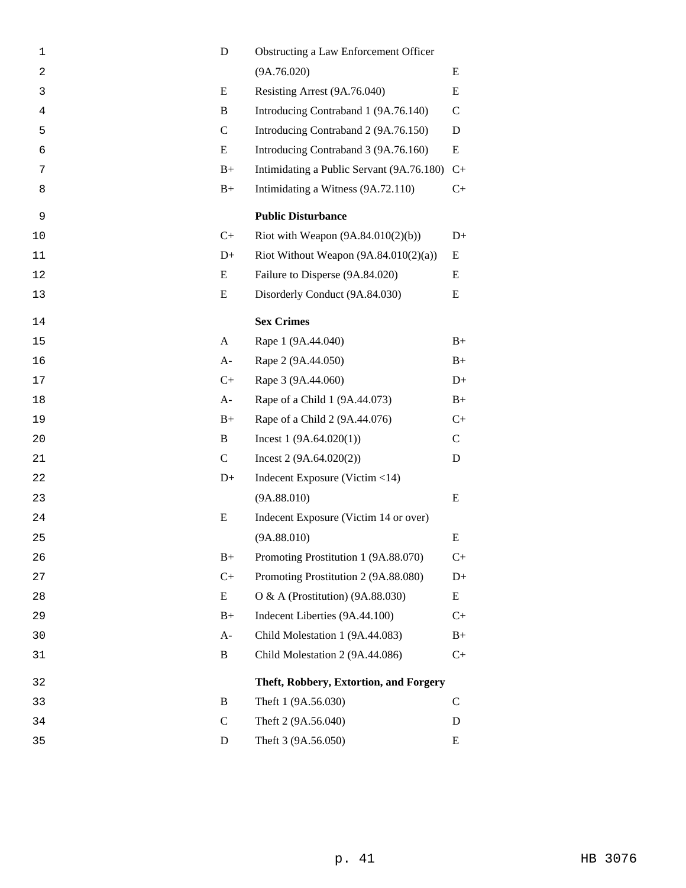| | | |
|---|---|---|
| D | Obstructing a Law Enforcement Officer (9A.76.020) | E |
| E | Resisting Arrest (9A.76.040) | E |
| B | Introducing Contraband 1 (9A.76.140) | C |
| C | Introducing Contraband 2 (9A.76.150) | D |
| E | Introducing Contraband 3 (9A.76.160) | E |
| B+ | Intimidating a Public Servant (9A.76.180) | C+ |
| B+ | Intimidating a Witness (9A.72.110) | C+ |
| | **Public Disturbance** | |
| C+ | Riot with Weapon (9A.84.010(2)(b)) | D+ |
| D+ | Riot Without Weapon (9A.84.010(2)(a)) | E |
| E | Failure to Disperse (9A.84.020) | E |
| E | Disorderly Conduct (9A.84.030) | E |
| | **Sex Crimes** | |
| A | Rape 1 (9A.44.040) | B+ |
| A- | Rape 2 (9A.44.050) | B+ |
| C+ | Rape 3 (9A.44.060) | D+ |
| A- | Rape of a Child 1 (9A.44.073) | B+ |
| B+ | Rape of a Child 2 (9A.44.076) | C+ |
| B | Incest 1 (9A.64.020(1)) | C |
| C | Incest 2 (9A.64.020(2)) | D |
| D+ | Indecent Exposure (Victim <14) (9A.88.010) | E |
| E | Indecent Exposure (Victim 14 or over) (9A.88.010) | E |
| B+ | Promoting Prostitution 1 (9A.88.070) | C+ |
| C+ | Promoting Prostitution 2 (9A.88.080) | D+ |
| E | O & A (Prostitution) (9A.88.030) | E |
| B+ | Indecent Liberties (9A.44.100) | C+ |
| A- | Child Molestation 1 (9A.44.083) | B+ |
| B | Child Molestation 2 (9A.44.086) | C+ |
| | **Theft, Robbery, Extortion, and Forgery** | |
| B | Theft 1 (9A.56.030) | C |
| C | Theft 2 (9A.56.040) | D |
| D | Theft 3 (9A.56.050) | E |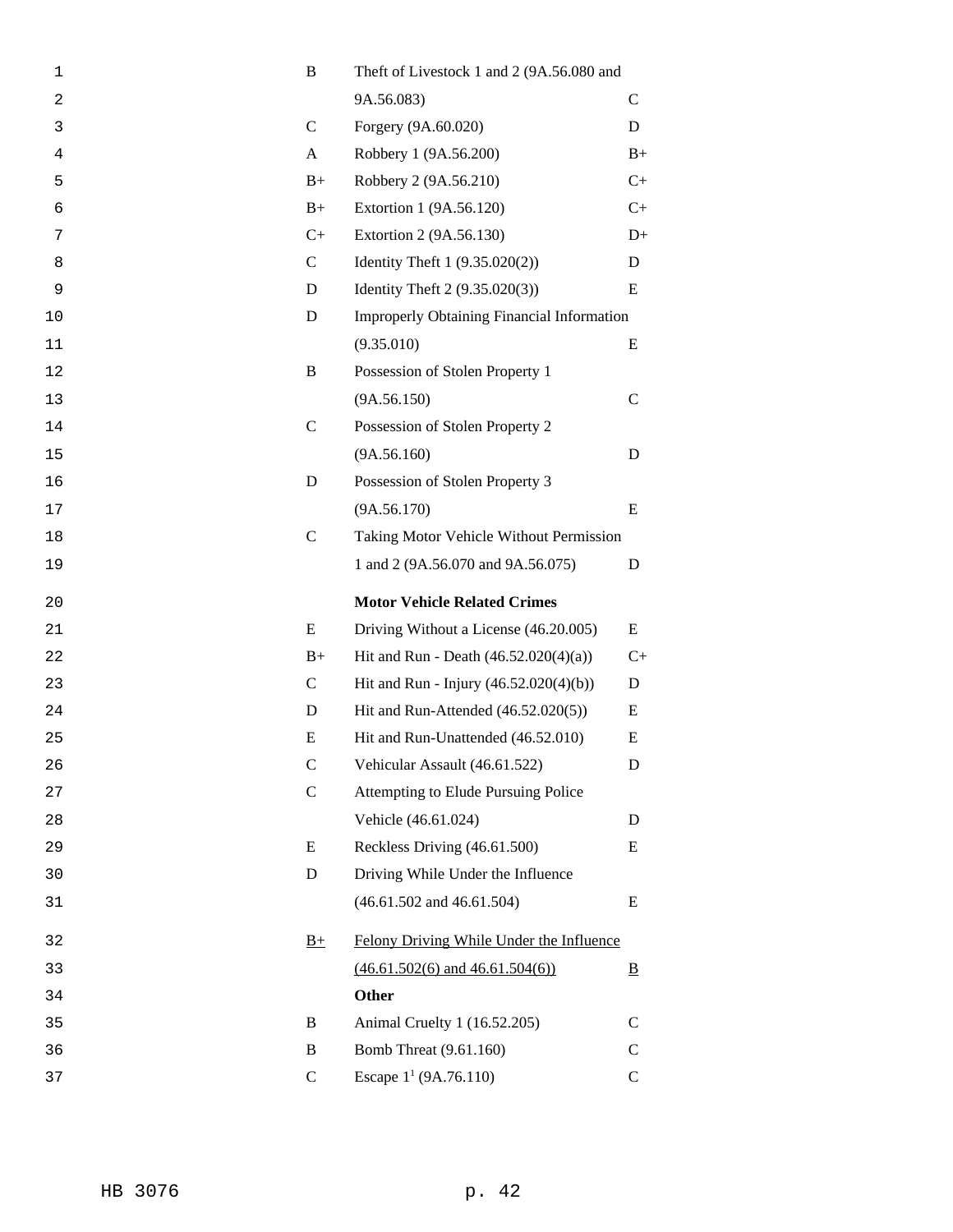| | | |
|---|---|---|
| B | Theft of Livestock 1 and 2 (9A.56.080 and 9A.56.083) | C |
| C | Forgery (9A.60.020) | D |
| A | Robbery 1 (9A.56.200) | B+ |
| B+ | Robbery 2 (9A.56.210) | C+ |
| B+ | Extortion 1 (9A.56.120) | C+ |
| C+ | Extortion 2 (9A.56.130) | D+ |
| C | Identity Theft 1 (9.35.020(2)) | D |
| D | Identity Theft 2 (9.35.020(3)) | E |
| D | Improperly Obtaining Financial Information (9.35.010) | E |
| B | Possession of Stolen Property 1 (9A.56.150) | C |
| C | Possession of Stolen Property 2 (9A.56.160) | D |
| D | Possession of Stolen Property 3 (9A.56.170) | E |
| C | Taking Motor Vehicle Without Permission 1 and 2 (9A.56.070 and 9A.56.075) | D |
| | **Motor Vehicle Related Crimes** | |
| E | Driving Without a License (46.20.005) | E |
| B+ | Hit and Run - Death (46.52.020(4)(a)) | C+ |
| C | Hit and Run - Injury (46.52.020(4)(b)) | D |
| D | Hit and Run-Attended (46.52.020(5)) | E |
| E | Hit and Run-Unattended (46.52.010) | E |
| C | Vehicular Assault (46.61.522) | D |
| C | Attempting to Elude Pursuing Police Vehicle (46.61.024) | D |
| E | Reckless Driving (46.61.500) | E |
| D | Driving While Under the Influence (46.61.502 and 46.61.504) | E |
| <u>B+</u> | <u>Felony Driving While Under the Influence (46.61.502(6) and 46.61.504(6))</u> | <u>B</u> |
| | **Other** | |
| B | Animal Cruelty 1 (16.52.205) | C |
| B | Bomb Threat (9.61.160) | C |
| C | Escape 1[1] (9A.76.110) | C |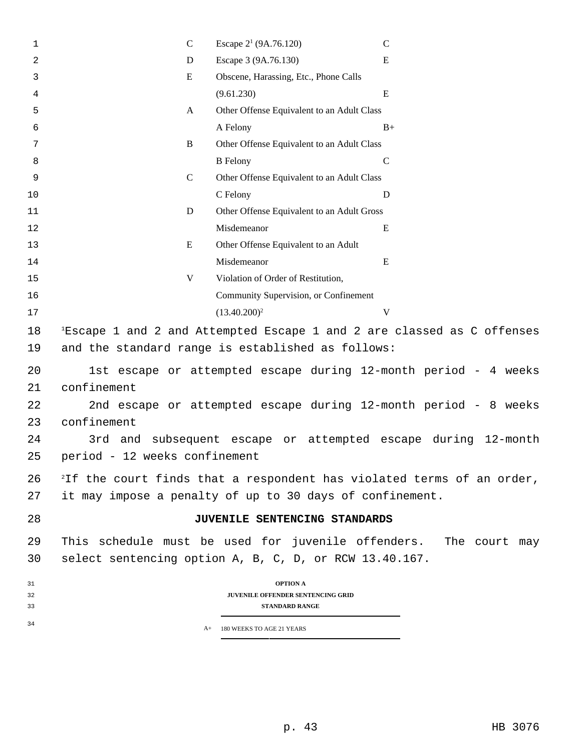| | | |
|---|---|---|
| C | Escape 2[1] (9A.76.120) | C |
| D | Escape 3 (9A.76.130) | E |
| E | Obscene, Harassing, Etc., Phone Calls (9.61.230) | E |
| A | Other Offense Equivalent to an Adult Class A Felony | B+ |
| B | Other Offense Equivalent to an Adult Class B Felony | C |
| C | Other Offense Equivalent to an Adult Class C Felony | D |
| D | Other Offense Equivalent to an Adult Gross Misdemeanor | E |
| E | Other Offense Equivalent to an Adult Misdemeanor | E |
| V | Violation of Order of Restitution, Community Supervision, or Confinement (13.40.200)[2] | V |

[1]Escape 1 and 2 and Attempted Escape 1 and 2 are classed as C offenses and the standard range is established as follows:

1st escape or attempted escape during 12-month period - 4 weeks confinement

2nd escape or attempted escape during 12-month period - 8 weeks confinement

3rd and subsequent escape or attempted escape during 12-month period - 12 weeks confinement

[2]If the court finds that a respondent has violated terms of an order, it may impose a penalty of up to 30 days of confinement.

## JUVENILE SENTENCING STANDARDS

This schedule must be used for juvenile offenders. The court may select sentencing option A, B, C, D, or RCW 13.40.167.

**OPTION A**
**JUVENILE OFFENDER SENTENCING GRID**
**STANDARD RANGE**

| | |
|---|---|
| A+ | 180 WEEKS TO AGE 21 YEARS |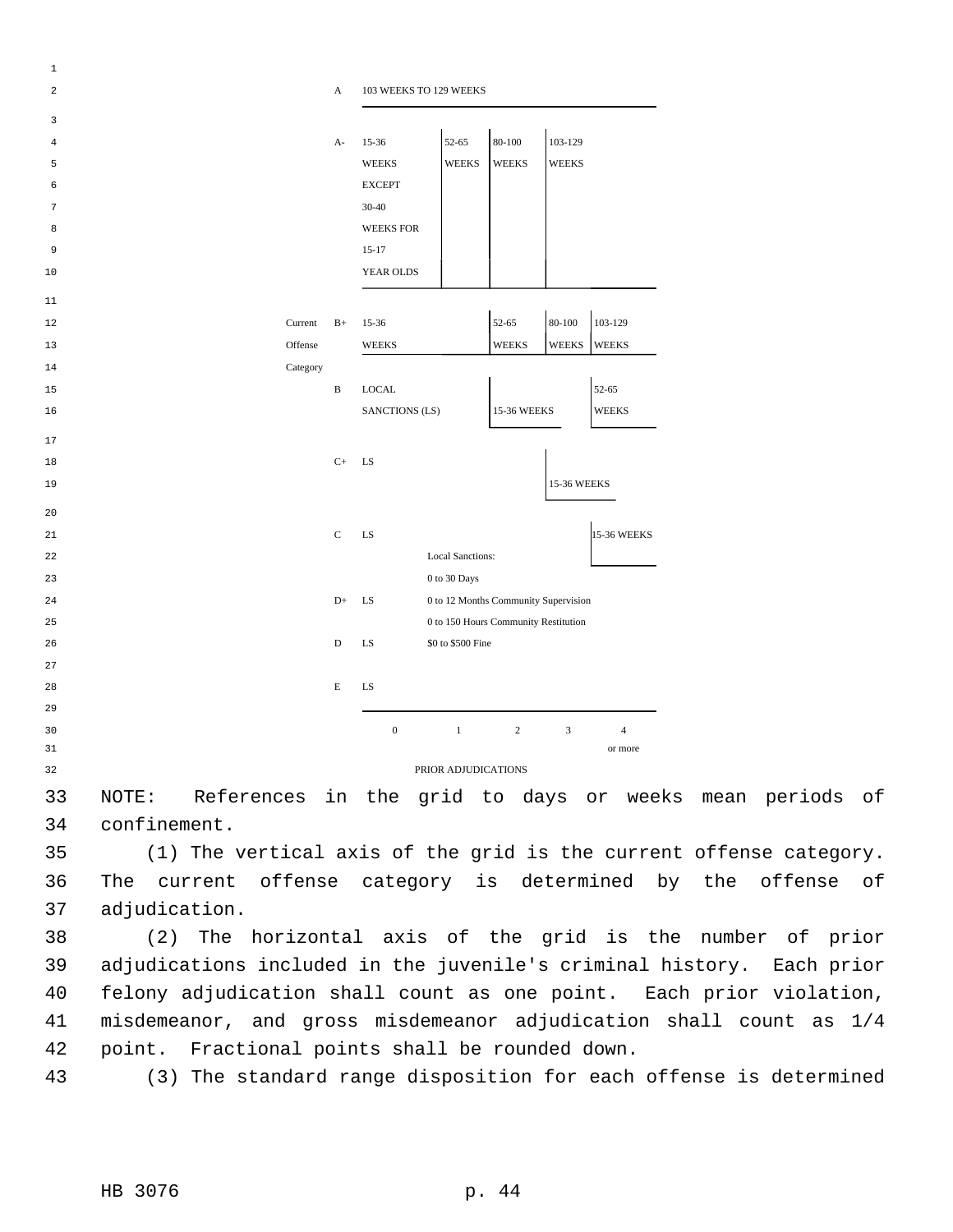| Current Offense Category | | 0 | 1 | 2 | 3 | 4 or more |
|---|---|---|---|---|---|---|
| | A | 103 WEEKS TO 129 WEEKS | | | | |
| | A- | 15-36 WEEKS EXCEPT 30-40 WEEKS FOR 15-17 YEAR OLDS | 52-65 WEEKS | 80-100 WEEKS | 103-129 WEEKS | |
| | B+ | 15-36 WEEKS | | 52-65 WEEKS | 80-100 WEEKS | 103-129 WEEKS |
| | B | LOCAL SANCTIONS (LS) | | 15-36 WEEKS | | 52-65 WEEKS |
| | C+ | LS | | | 15-36 WEEKS | |
| | C | LS | | | | 15-36 WEEKS |
| | D+ | LS | | | | |
| | D | LS | | | | |
| | E | LS | | | | |

PRIOR ADJUDICATIONS

Local Sanctions:
0 to 30 Days
0 to 12 Months Community Supervision
0 to 150 Hours Community Restitution
$0 to $500 Fine

NOTE: References in the grid to days or weeks mean periods of confinement.

(1) The vertical axis of the grid is the current offense category. The current offense category is determined by the offense of adjudication.

(2) The horizontal axis of the grid is the number of prior adjudications included in the juvenile's criminal history. Each prior felony adjudication shall count as one point. Each prior violation, misdemeanor, and gross misdemeanor adjudication shall count as 1/4 point. Fractional points shall be rounded down.

(3) The standard range disposition for each offense is determined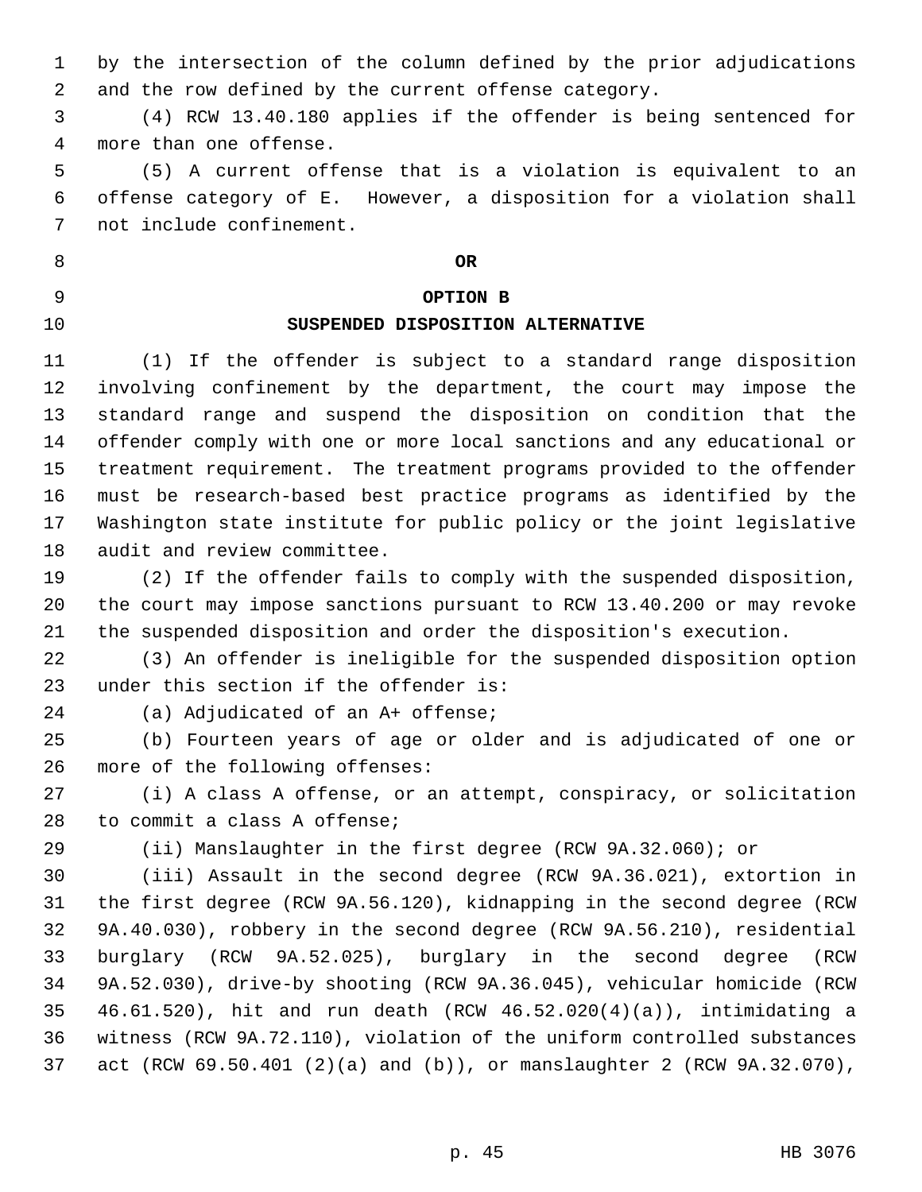by the intersection of the column defined by the prior adjudications and the row defined by the current offense category.

(4) RCW 13.40.180 applies if the offender is being sentenced for more than one offense.

(5) A current offense that is a violation is equivalent to an offense category of E. However, a disposition for a violation shall not include confinement.

**OR**

**OPTION B**

**SUSPENDED DISPOSITION ALTERNATIVE**

(1) If the offender is subject to a standard range disposition involving confinement by the department, the court may impose the standard range and suspend the disposition on condition that the offender comply with one or more local sanctions and any educational or treatment requirement. The treatment programs provided to the offender must be research-based best practice programs as identified by the Washington state institute for public policy or the joint legislative audit and review committee.

(2) If the offender fails to comply with the suspended disposition, the court may impose sanctions pursuant to RCW 13.40.200 or may revoke the suspended disposition and order the disposition's execution.

(3) An offender is ineligible for the suspended disposition option under this section if the offender is:

(a) Adjudicated of an A+ offense;

(b) Fourteen years of age or older and is adjudicated of one or more of the following offenses:

(i) A class A offense, or an attempt, conspiracy, or solicitation to commit a class A offense;

(ii) Manslaughter in the first degree (RCW 9A.32.060); or

(iii) Assault in the second degree (RCW 9A.36.021), extortion in the first degree (RCW 9A.56.120), kidnapping in the second degree (RCW 9A.40.030), robbery in the second degree (RCW 9A.56.210), residential burglary (RCW 9A.52.025), burglary in the second degree (RCW 9A.52.030), drive-by shooting (RCW 9A.36.045), vehicular homicide (RCW 46.61.520), hit and run death (RCW 46.52.020(4)(a)), intimidating a witness (RCW 9A.72.110), violation of the uniform controlled substances act (RCW 69.50.401 (2)(a) and (b)), or manslaughter 2 (RCW 9A.32.070),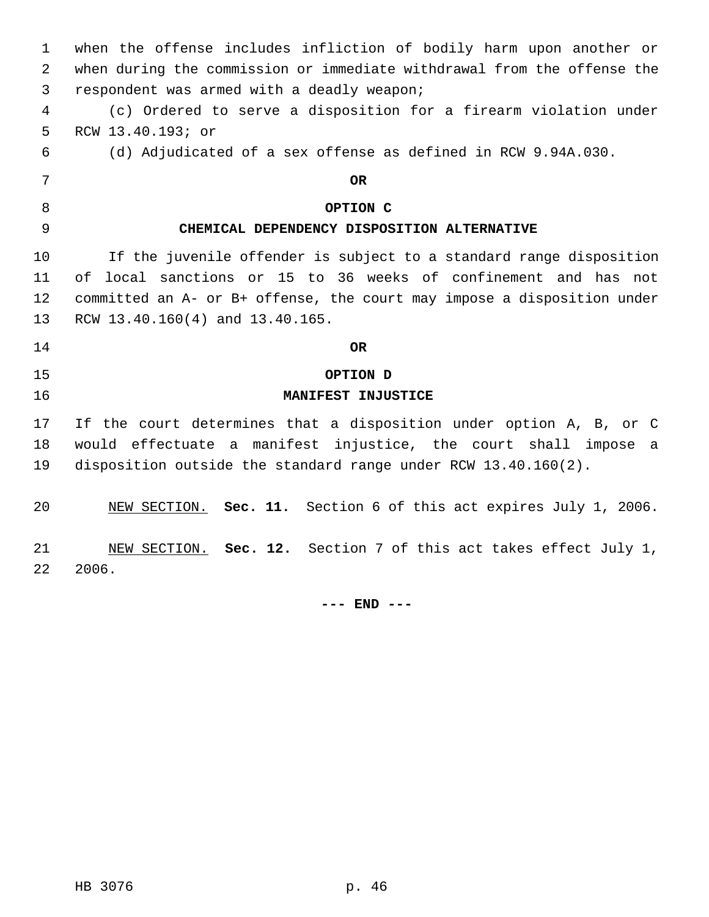when the offense includes infliction of bodily harm upon another or when during the commission or immediate withdrawal from the offense the respondent was armed with a deadly weapon;

(c) Ordered to serve a disposition for a firearm violation under RCW 13.40.193; or

(d) Adjudicated of a sex offense as defined in RCW 9.94A.030.

**OR**

**OPTION C**

**CHEMICAL DEPENDENCY DISPOSITION ALTERNATIVE**

If the juvenile offender is subject to a standard range disposition of local sanctions or 15 to 36 weeks of confinement and has not committed an A- or B+ offense, the court may impose a disposition under RCW 13.40.160(4) and 13.40.165.

**OR**

**OPTION D**

**MANIFEST INJUSTICE**

If the court determines that a disposition under option A, B, or C would effectuate a manifest injustice, the court shall impose a disposition outside the standard range under RCW 13.40.160(2).

NEW SECTION. **Sec. 11.** Section 6 of this act expires July 1, 2006.

NEW SECTION. **Sec. 12.** Section 7 of this act takes effect July 1, 2006.

**--- END ---**